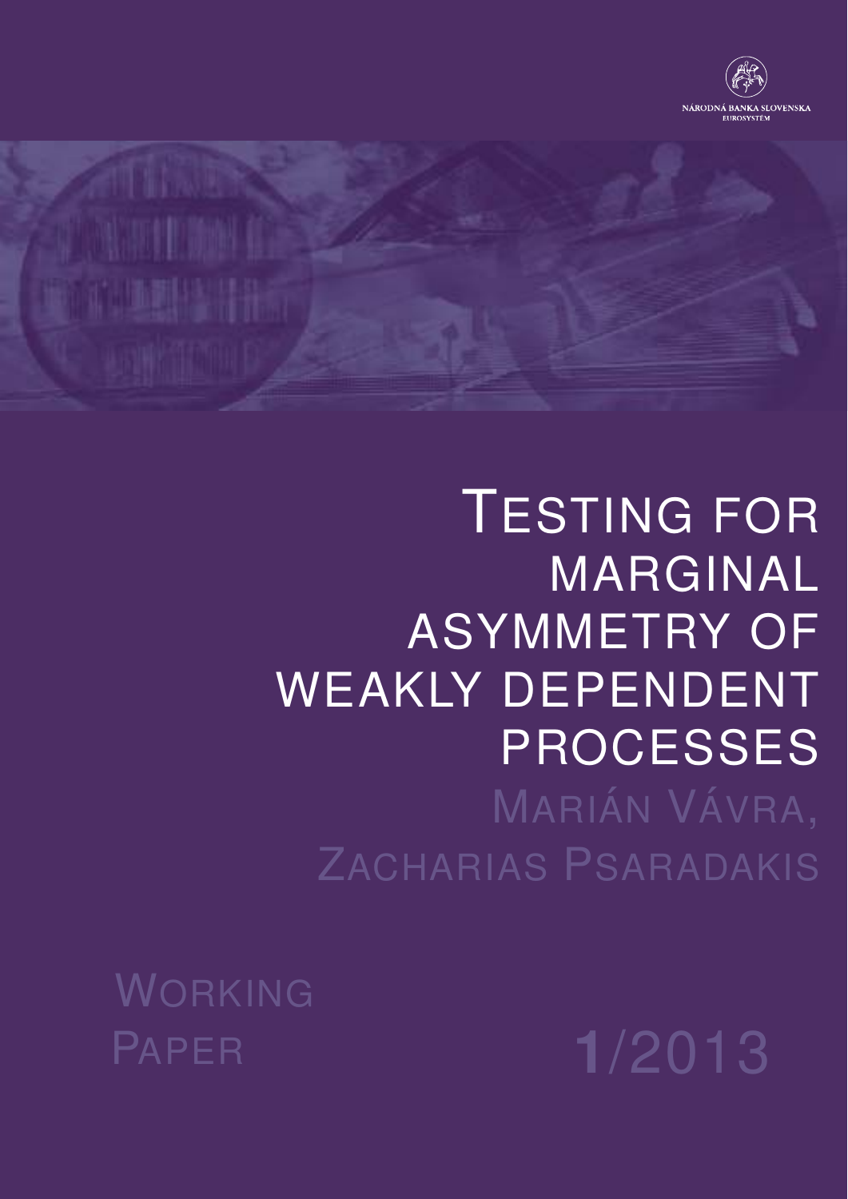NÁRODNÁ BANKA SLOVENSKA
EUROSYSTÉM

# Testing for marginal asymmetry of weakly dependent processes

Marián Vávra,
Zacharias Psaradakis

Working Paper 1/2013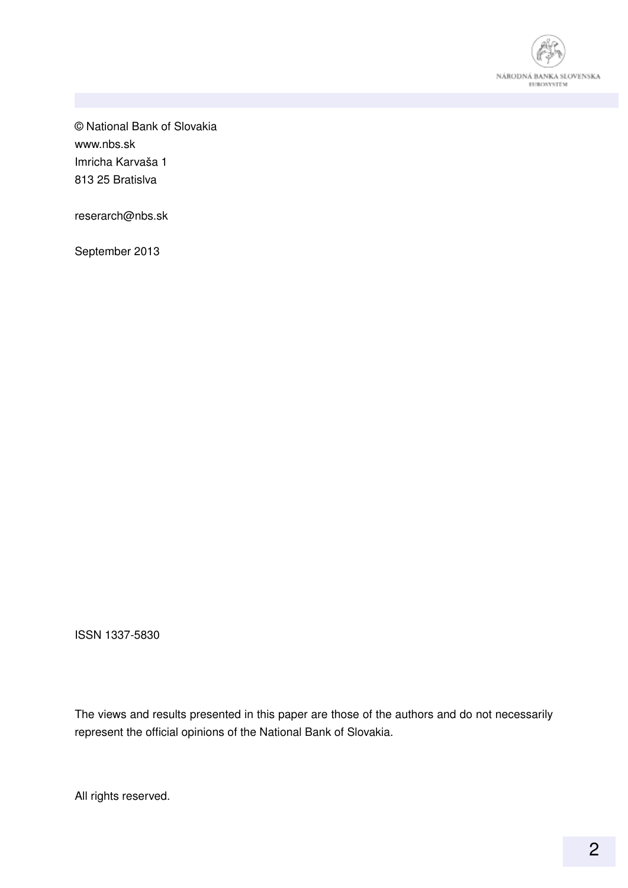© National Bank of Slovakia
www.nbs.sk
Imricha Karvaša 1
813 25 Bratislva

reserarch@nbs.sk

September 2013

ISSN 1337-5830

The views and results presented in this paper are those of the authors and do not necessarily represent the official opinions of the National Bank of Slovakia.

All rights reserved.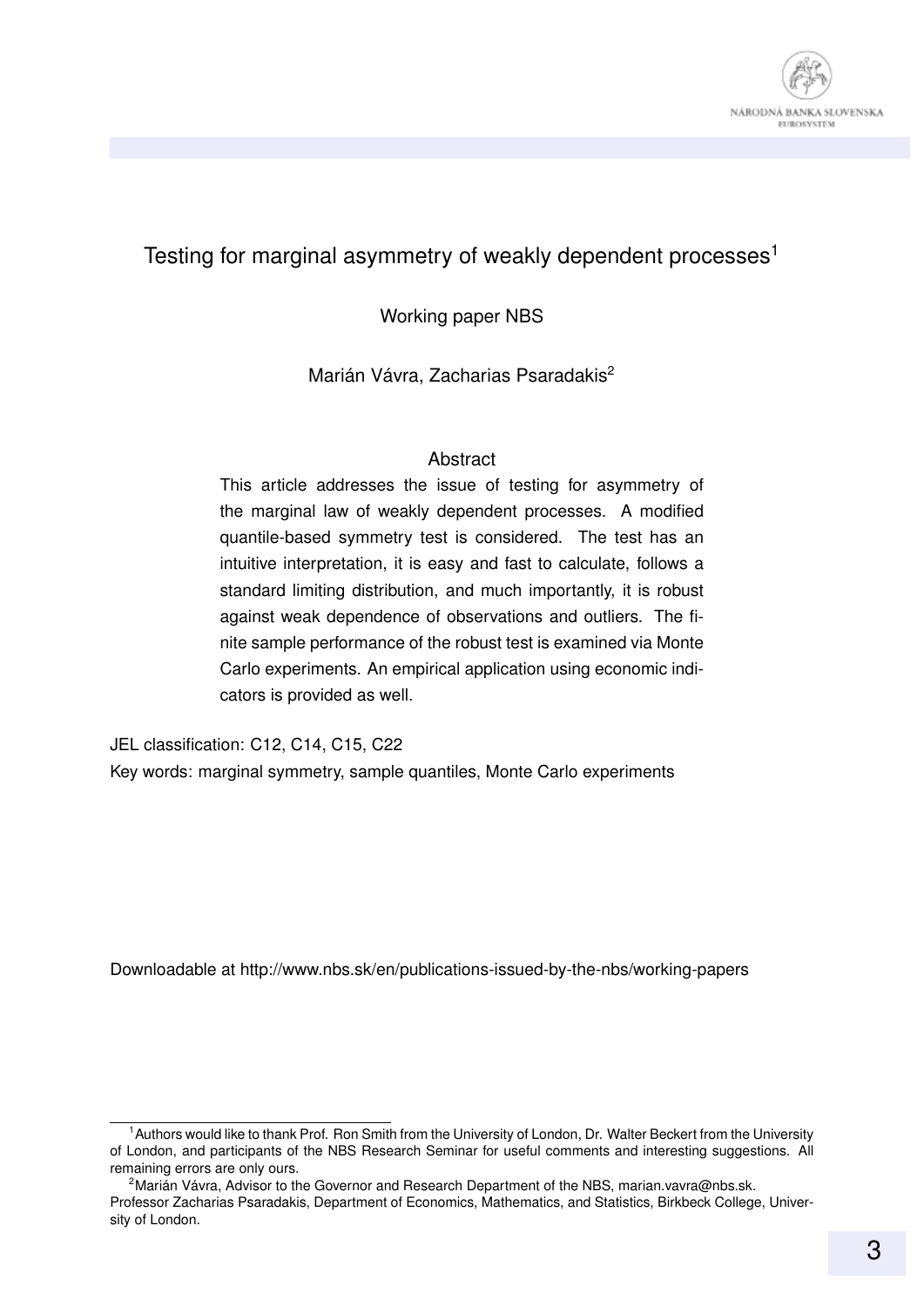# Testing for marginal asymmetry of weakly dependent processes[1]

Working paper NBS

Marián Vávra, Zacharias Psaradakis[2]

## Abstract

This article addresses the issue of testing for asymmetry of the marginal law of weakly dependent processes. A modified quantile-based symmetry test is considered. The test has an intuitive interpretation, it is easy and fast to calculate, follows a standard limiting distribution, and much importantly, it is robust against weak dependence of observations and outliers. The finite sample performance of the robust test is examined via Monte Carlo experiments. An empirical application using economic indicators is provided as well.

JEL classification: C12, C14, C15, C22

Key words: marginal symmetry, sample quantiles, Monte Carlo experiments

Downloadable at http://www.nbs.sk/en/publications-issued-by-the-nbs/working-papers

---

[1] Authors would like to thank Prof. Ron Smith from the University of London, Dr. Walter Beckert from the University of London, and participants of the NBS Research Seminar for useful comments and interesting suggestions. All remaining errors are only ours.

[2] Marián Vávra, Advisor to the Governor and Research Department of the NBS, marian.vavra@nbs.sk. Professor Zacharias Psaradakis, Department of Economics, Mathematics, and Statistics, Birkbeck College, University of London.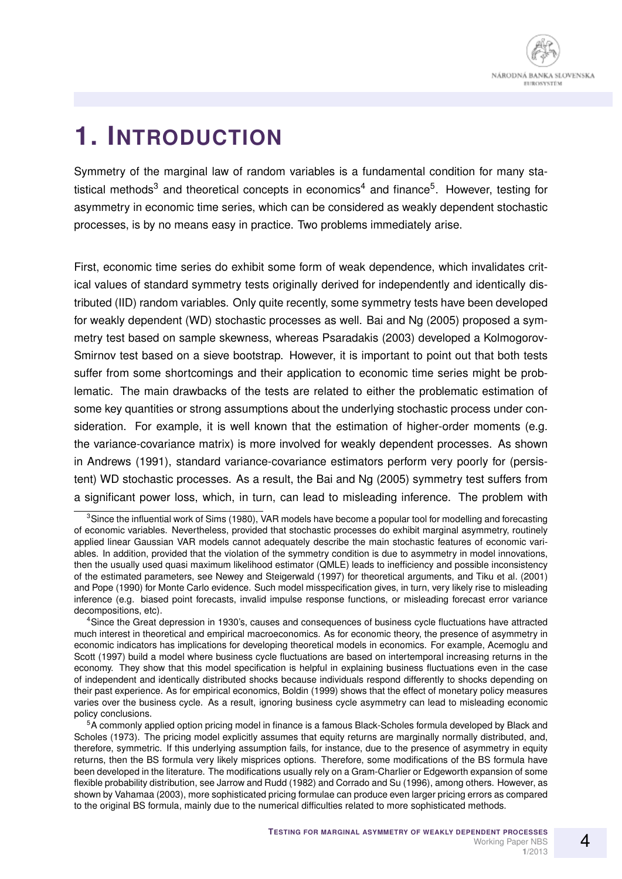# 1. INTRODUCTION

Symmetry of the marginal law of random variables is a fundamental condition for many statistical methods[3] and theoretical concepts in economics[4] and finance[5]. However, testing for asymmetry in economic time series, which can be considered as weakly dependent stochastic processes, is by no means easy in practice. Two problems immediately arise.

First, economic time series do exhibit some form of weak dependence, which invalidates critical values of standard symmetry tests originally derived for independently and identically distributed (IID) random variables. Only quite recently, some symmetry tests have been developed for weakly dependent (WD) stochastic processes as well. Bai and Ng (2005) proposed a symmetry test based on sample skewness, whereas Psaradakis (2003) developed a Kolmogorov-Smirnov test based on a sieve bootstrap. However, it is important to point out that both tests suffer from some shortcomings and their application to economic time series might be problematic. The main drawbacks of the tests are related to either the problematic estimation of some key quantities or strong assumptions about the underlying stochastic process under consideration. For example, it is well known that the estimation of higher-order moments (e.g. the variance-covariance matrix) is more involved for weakly dependent processes. As shown in Andrews (1991), standard variance-covariance estimators perform very poorly for (persistent) WD stochastic processes. As a result, the Bai and Ng (2005) symmetry test suffers from a significant power loss, which, in turn, can lead to misleading inference. The problem with

[3] Since the influential work of Sims (1980), VAR models have become a popular tool for modelling and forecasting of economic variables. Nevertheless, provided that stochastic processes do exhibit marginal asymmetry, routinely applied linear Gaussian VAR models cannot adequately describe the main stochastic features of economic variables. In addition, provided that the violation of the symmetry condition is due to asymmetry in model innovations, then the usually used quasi maximum likelihood estimator (QMLE) leads to inefficiency and possible inconsistency of the estimated parameters, see Newey and Steigerwald (1997) for theoretical arguments, and Tiku et al. (2001) and Pope (1990) for Monte Carlo evidence. Such model misspecification gives, in turn, very likely rise to misleading inference (e.g. biased point forecasts, invalid impulse response functions, or misleading forecast error variance decompositions, etc).

[4] Since the Great depression in 1930's, causes and consequences of business cycle fluctuations have attracted much interest in theoretical and empirical macroeconomics. As for economic theory, the presence of asymmetry in economic indicators has implications for developing theoretical models in economics. For example, Acemoglu and Scott (1997) build a model where business cycle fluctuations are based on intertemporal increasing returns in the economy. They show that this model specification is helpful in explaining business fluctuations even in the case of independent and identically distributed shocks because individuals respond differently to shocks depending on their past experience. As for empirical economics, Boldin (1999) shows that the effect of monetary policy measures varies over the business cycle. As a result, ignoring business cycle asymmetry can lead to misleading economic policy conclusions.

[5] A commonly applied option pricing model in finance is a famous Black-Scholes formula developed by Black and Scholes (1973). The pricing model explicitly assumes that equity returns are marginally normally distributed, and, therefore, symmetric. If this underlying assumption fails, for instance, due to the presence of asymmetry in equity returns, then the BS formula very likely misprices options. Therefore, some modifications of the BS formula have been developed in the literature. The modifications usually rely on a Gram-Charlier or Edgeworth expansion of some flexible probability distribution, see Jarrow and Rudd (1982) and Corrado and Su (1996), among others. However, as shown by Vahamaa (2003), more sophisticated pricing formulae can produce even larger pricing errors as compared to the original BS formula, mainly due to the numerical difficulties related to more sophisticated methods.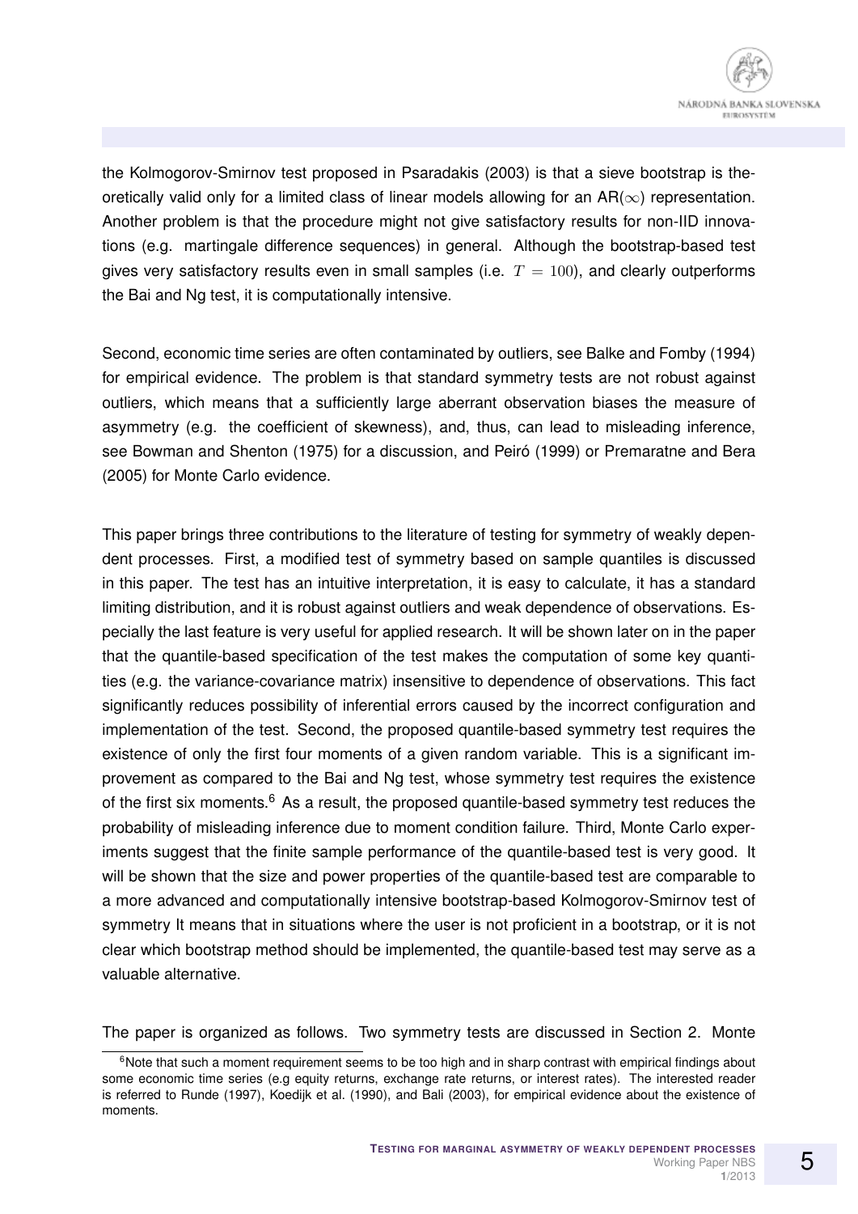the Kolmogorov-Smirnov test proposed in Psaradakis (2003) is that a sieve bootstrap is theoretically valid only for a limited class of linear models allowing for an AR($\infty$) representation. Another problem is that the procedure might not give satisfactory results for non-IID innovations (e.g. martingale difference sequences) in general. Although the bootstrap-based test gives very satisfactory results even in small samples (i.e. $T = 100$), and clearly outperforms the Bai and Ng test, it is computationally intensive.

Second, economic time series are often contaminated by outliers, see Balke and Fomby (1994) for empirical evidence. The problem is that standard symmetry tests are not robust against outliers, which means that a sufficiently large aberrant observation biases the measure of asymmetry (e.g. the coefficient of skewness), and, thus, can lead to misleading inference, see Bowman and Shenton (1975) for a discussion, and Peiró (1999) or Premaratne and Bera (2005) for Monte Carlo evidence.

This paper brings three contributions to the literature of testing for symmetry of weakly dependent processes. First, a modified test of symmetry based on sample quantiles is discussed in this paper. The test has an intuitive interpretation, it is easy to calculate, it has a standard limiting distribution, and it is robust against outliers and weak dependence of observations. Especially the last feature is very useful for applied research. It will be shown later on in the paper that the quantile-based specification of the test makes the computation of some key quantities (e.g. the variance-covariance matrix) insensitive to dependence of observations. This fact significantly reduces possibility of inferential errors caused by the incorrect configuration and implementation of the test. Second, the proposed quantile-based symmetry test requires the existence of only the first four moments of a given random variable. This is a significant improvement as compared to the Bai and Ng test, whose symmetry test requires the existence of the first six moments.[6] As a result, the proposed quantile-based symmetry test reduces the probability of misleading inference due to moment condition failure. Third, Monte Carlo experiments suggest that the finite sample performance of the quantile-based test is very good. It will be shown that the size and power properties of the quantile-based test are comparable to a more advanced and computationally intensive bootstrap-based Kolmogorov-Smirnov test of symmetry It means that in situations where the user is not proficient in a bootstrap, or it is not clear which bootstrap method should be implemented, the quantile-based test may serve as a valuable alternative.

The paper is organized as follows. Two symmetry tests are discussed in Section 2. Monte

[6] Note that such a moment requirement seems to be too high and in sharp contrast with empirical findings about some economic time series (e.g equity returns, exchange rate returns, or interest rates). The interested reader is referred to Runde (1997), Koedijk et al. (1990), and Bali (2003), for empirical evidence about the existence of moments.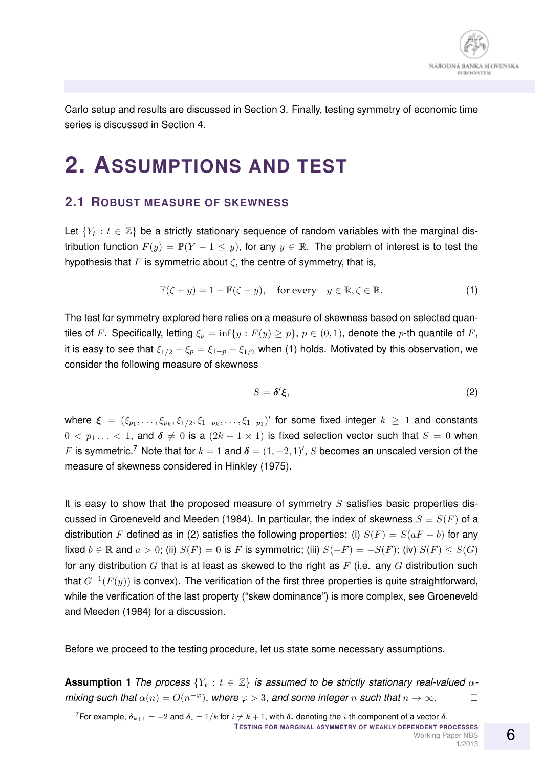Carlo setup and results are discussed in Section 3. Finally, testing symmetry of economic time series is discussed in Section 4.

# 2. Assumptions and test

## 2.1 Robust measure of skewness

Let $\{Y_t : t \in \mathbb{Z}\}$ be a strictly stationary sequence of random variables with the marginal distribution function $F(y) = \mathbb{P}(Y - 1 \leq y)$, for any $y \in \mathbb{R}$. The problem of interest is to test the hypothesis that $F$ is symmetric about $\zeta$, the centre of symmetry, that is,

$$\mathbb{F}(\zeta + y) = 1 - \mathbb{F}(\zeta - y), \quad \text{for every} \quad y \in \mathbb{R}, \zeta \in \mathbb{R}. \tag{1}$$

The test for symmetry explored here relies on a measure of skewness based on selected quantiles of $F$. Specifically, letting $\xi_p = \inf\{y : F(y) \geq p\}$, $p \in (0, 1)$, denote the $p$-th quantile of $F$, it is easy to see that $\xi_{1/2} - \xi_p = \xi_{1-p} - \xi_{1/2}$ when (1) holds. Motivated by this observation, we consider the following measure of skewness

$$S = \boldsymbol{\delta}'\boldsymbol{\xi}, \tag{2}$$

where $\boldsymbol{\xi} = (\xi_{p_1}, \ldots, \xi_{p_k}, \xi_{1/2}, \xi_{1-p_k}, \ldots, \xi_{1-p_1})'$ for some fixed integer $k \geq 1$ and constants $0 < p_1 \ldots < 1$, and $\boldsymbol{\delta} \neq 0$ is a $(2k + 1 \times 1)$ is fixed selection vector such that $S = 0$ when $F$ is symmetric.[7] Note that for $k = 1$ and $\boldsymbol{\delta} = (1, -2, 1)'$, $S$ becomes an unscaled version of the measure of skewness considered in Hinkley (1975).

It is easy to show that the proposed measure of symmetry $S$ satisfies basic properties discussed in Groeneveld and Meeden (1984). In particular, the index of skewness $S \equiv S(F)$ of a distribution $F$ defined as in (2) satisfies the following properties: (i) $S(F) = S(aF + b)$ for any fixed $b \in \mathbb{R}$ and $a > 0$; (ii) $S(F) = 0$ is $F$ is symmetric; (iii) $S(-F) = -S(F)$; (iv) $S(F) \leq S(G)$ for any distribution $G$ that is at least as skewed to the right as $F$ (i.e. any $G$ distribution such that $G^{-1}(F(y))$ is convex). The verification of the first three properties is quite straightforward, while the verification of the last property ("skew dominance") is more complex, see Groeneveld and Meeden (1984) for a discussion.

Before we proceed to the testing procedure, let us state some necessary assumptions.

**Assumption 1** *The process $\{Y_t : t \in \mathbb{Z}\}$ is assumed to be strictly stationary real-valued $\alpha$-mixing such that $\alpha(n) = O(n^{-\varphi})$, where $\varphi > 3$, and some integer $n$ such that $n \to \infty$.* □

[7] For example, $\boldsymbol{\delta}_{k+1} = -2$ and $\boldsymbol{\delta}_i = 1/k$ for $i \neq k + 1$, with $\boldsymbol{\delta}_i$ denoting the $i$-th component of a vector $\boldsymbol{\delta}$.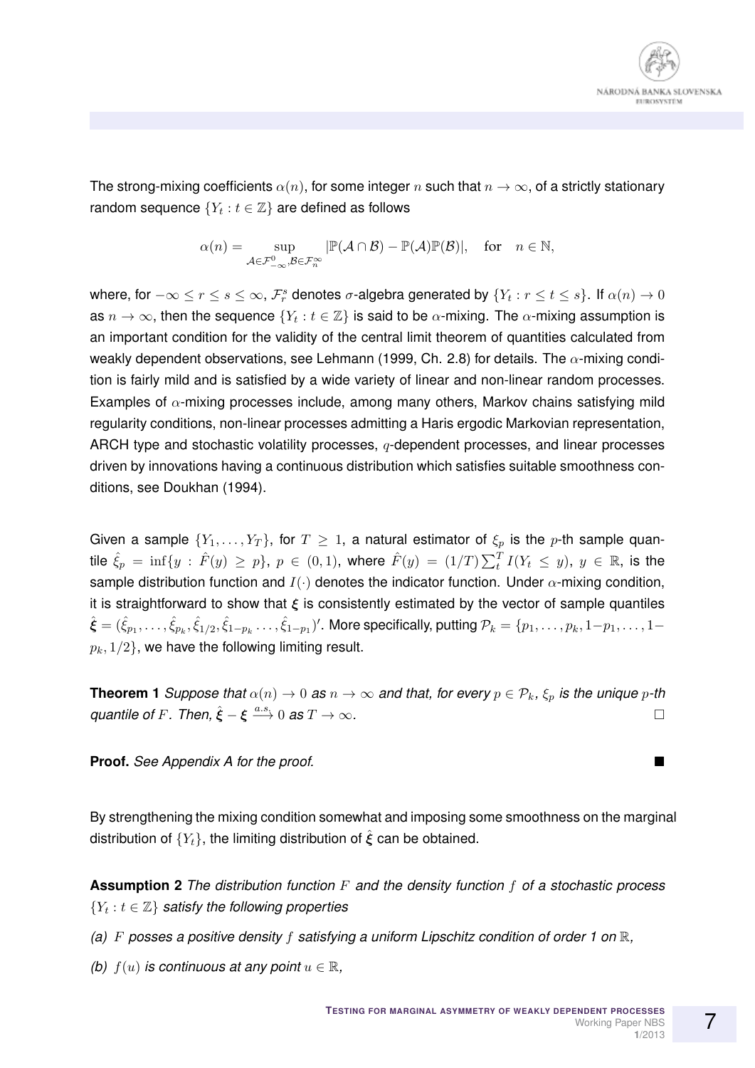The strong-mixing coefficients $\alpha(n)$, for some integer $n$ such that $n \to \infty$, of a strictly stationary random sequence $\{Y_t : t \in \mathbb{Z}\}$ are defined as follows

$$\alpha(n) = \sup_{\mathcal{A} \in \mathcal{F}_{-\infty}^{0}, \mathcal{B} \in \mathcal{F}_{n}^{\infty}} |\mathbb{P}(\mathcal{A} \cap \mathcal{B}) - \mathbb{P}(\mathcal{A})\mathbb{P}(\mathcal{B})|, \quad \text{for} \quad n \in \mathbb{N},$$

where, for $-\infty \leq r \leq s \leq \infty$, $\mathcal{F}_r^s$ denotes $\sigma$-algebra generated by $\{Y_t : r \leq t \leq s\}$. If $\alpha(n) \to 0$ as $n \to \infty$, then the sequence $\{Y_t : t \in \mathbb{Z}\}$ is said to be $\alpha$-mixing. The $\alpha$-mixing assumption is an important condition for the validity of the central limit theorem of quantities calculated from weakly dependent observations, see Lehmann (1999, Ch. 2.8) for details. The $\alpha$-mixing condition is fairly mild and is satisfied by a wide variety of linear and non-linear random processes. Examples of $\alpha$-mixing processes include, among many others, Markov chains satisfying mild regularity conditions, non-linear processes admitting a Haris ergodic Markovian representation, ARCH type and stochastic volatility processes, $q$-dependent processes, and linear processes driven by innovations having a continuous distribution which satisfies suitable smoothness conditions, see Doukhan (1994).

Given a sample $\{Y_1, \ldots, Y_T\}$, for $T \geq 1$, a natural estimator of $\xi_p$ is the $p$-th sample quantile $\hat{\xi}_p = \inf\{y : \hat{F}(y) \geq p\}$, $p \in (0,1)$, where $\hat{F}(y) = (1/T)\sum_t^T I(Y_t \leq y)$, $y \in \mathbb{R}$, is the sample distribution function and $I(\cdot)$ denotes the indicator function. Under $\alpha$-mixing condition, it is straightforward to show that $\boldsymbol{\xi}$ is consistently estimated by the vector of sample quantiles $\hat{\boldsymbol{\xi}} = (\hat{\xi}_{p_1}, \ldots, \hat{\xi}_{p_k}, \hat{\xi}_{1/2}, \hat{\xi}_{1-p_k} \ldots, \hat{\xi}_{1-p_1})'$. More specifically, putting $\mathcal{P}_k = \{p_1, \ldots, p_k, 1-p_1, \ldots, 1-p_k, 1/2\}$, we have the following limiting result.

**Theorem 1** *Suppose that $\alpha(n) \to 0$ as $n \to \infty$ and that, for every $p \in \mathcal{P}_k$, $\xi_p$ is the unique $p$-th quantile of $F$. Then, $\hat{\boldsymbol{\xi}} - \boldsymbol{\xi} \xrightarrow{a.s.} 0$ as $T \to \infty$.* □

**Proof.** *See Appendix A for the proof.* ■

By strengthening the mixing condition somewhat and imposing some smoothness on the marginal distribution of $\{Y_t\}$, the limiting distribution of $\hat{\boldsymbol{\xi}}$ can be obtained.

**Assumption 2** *The distribution function $F$ and the density function $f$ of a stochastic process $\{Y_t : t \in \mathbb{Z}\}$ satisfy the following properties*

*(a) $F$ posses a positive density $f$ satisfying a uniform Lipschitz condition of order 1 on $\mathbb{R}$,*

*(b) $f(u)$ is continuous at any point $u \in \mathbb{R}$,*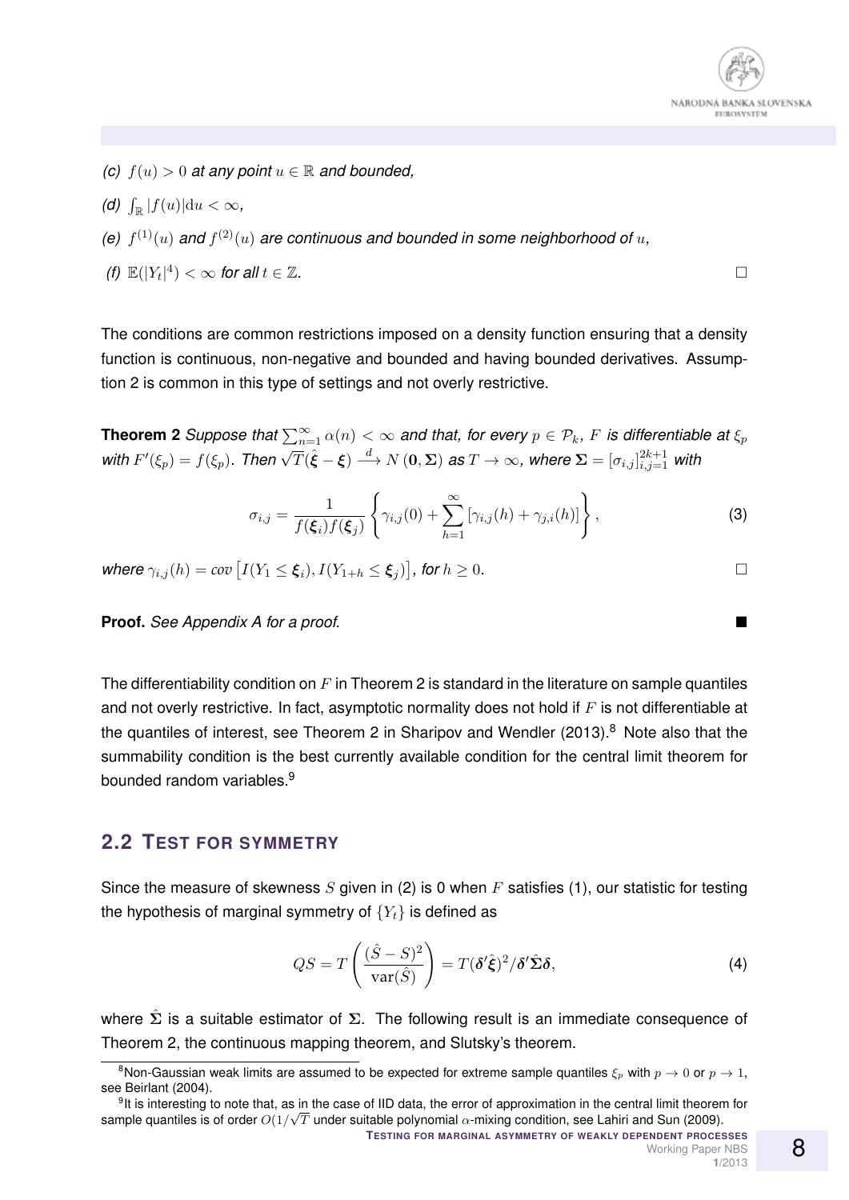*(c)* $f(u) > 0$ *at any point* $u \in \mathbb{R}$ *and bounded,*

*(d)* $\int_{\mathbb{R}} |f(u)|\mathrm{d}u < \infty$,

*(e)* $f^{(1)}(u)$ *and* $f^{(2)}(u)$ *are continuous and bounded in some neighborhood of* $u$,

*(f)* $\mathbb{E}(|Y_t|^4) < \infty$ *for all* $t \in \mathbb{Z}$. □

The conditions are common restrictions imposed on a density function ensuring that a density function is continuous, non-negative and bounded and having bounded derivatives. Assumption 2 is common in this type of settings and not overly restrictive.

**Theorem 2** *Suppose that* $\sum_{n=1}^{\infty} \alpha(n) < \infty$ *and that, for every* $p \in \mathcal{P}_k$, $F$ *is differentiable at* $\xi_p$ *with* $F'(\xi_p) = f(\xi_p)$. *Then* $\sqrt{T}(\hat{\boldsymbol{\xi}} - \boldsymbol{\xi}) \xrightarrow{d} N(\mathbf{0}, \boldsymbol{\Sigma})$ *as* $T \to \infty$, *where* $\boldsymbol{\Sigma} = [\sigma_{i,j}]_{i,j=1}^{2k+1}$ *with*

$$\sigma_{i,j} = \frac{1}{f(\boldsymbol{\xi}_i) f(\boldsymbol{\xi}_j)} \left\{ \gamma_{i,j}(0) + \sum_{h=1}^{\infty} \left[ \gamma_{i,j}(h) + \gamma_{j,i}(h) \right] \right\}, \tag{3}$$

*where* $\gamma_{i,j}(h) = cov\left[ I(Y_1 \leq \boldsymbol{\xi}_i), I(Y_{1+h} \leq \boldsymbol{\xi}_j) \right]$, *for* $h \geq 0$. □

**Proof.** *See Appendix A for a proof.* ■

The differentiability condition on $F$ in Theorem 2 is standard in the literature on sample quantiles and not overly restrictive. In fact, asymptotic normality does not hold if $F$ is not differentiable at the quantiles of interest, see Theorem 2 in Sharipov and Wendler (2013).[8] Note also that the summability condition is the best currently available condition for the central limit theorem for bounded random variables.[9]

## 2.2 Test for symmetry

Since the measure of skewness $S$ given in (2) is 0 when $F$ satisfies (1), our statistic for testing the hypothesis of marginal symmetry of $\{Y_t\}$ is defined as

$$QS = T \left( \frac{(\hat{S} - S)^2}{\mathrm{var}(\hat{S})} \right) = T(\boldsymbol{\delta}'\hat{\boldsymbol{\xi}})^2 / \boldsymbol{\delta}'\hat{\boldsymbol{\Sigma}}\boldsymbol{\delta}, \tag{4}$$

where $\hat{\boldsymbol{\Sigma}}$ is a suitable estimator of $\boldsymbol{\Sigma}$. The following result is an immediate consequence of Theorem 2, the continuous mapping theorem, and Slutsky's theorem.

---

[8] Non-Gaussian weak limits are assumed to be expected for extreme sample quantiles $\xi_p$ with $p \to 0$ or $p \to 1$, see Beirlant (2004).

[9] It is interesting to note that, as in the case of IID data, the error of approximation in the central limit theorem for sample quantiles is of order $O(1/\sqrt{T}$ under suitable polynomial $\alpha$-mixing condition, see Lahiri and Sun (2009).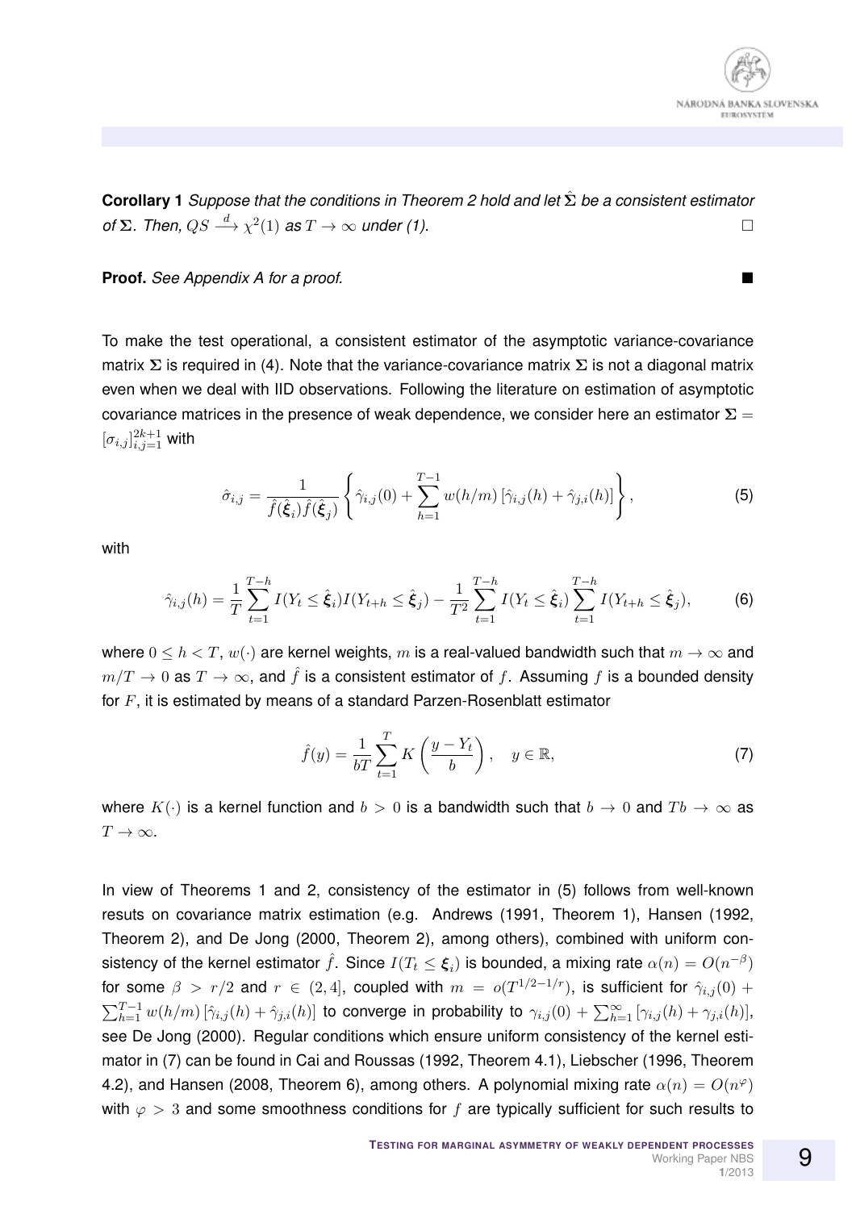**Corollary 1** *Suppose that the conditions in Theorem 2 hold and let $\hat{\mathbf{\Sigma}}$ be a consistent estimator of $\mathbf{\Sigma}$. Then, $QS \xrightarrow{d} \chi^2(1)$ as $T \to \infty$ under (1).* □

**Proof.** *See Appendix A for a proof.* ■

To make the test operational, a consistent estimator of the asymptotic variance-covariance matrix $\mathbf{\Sigma}$ is required in (4). Note that the variance-covariance matrix $\mathbf{\Sigma}$ is not a diagonal matrix even when we deal with IID observations. Following the literature on estimation of asymptotic covariance matrices in the presence of weak dependence, we consider here an estimator $\mathbf{\Sigma} = [\sigma_{i,j}]_{i,j=1}^{2k+1}$ with

$$\hat{\sigma}_{i,j} = \frac{1}{\hat{f}(\hat{\boldsymbol{\xi}}_i)\hat{f}(\hat{\boldsymbol{\xi}}_j)} \left\{ \hat{\gamma}_{i,j}(0) + \sum_{h=1}^{T-1} w(h/m) \left[ \hat{\gamma}_{i,j}(h) + \hat{\gamma}_{j,i}(h) \right] \right\}, \tag{5}$$

with

$$\hat{\gamma}_{i,j}(h) = \frac{1}{T} \sum_{t=1}^{T-h} I(Y_t \leq \hat{\boldsymbol{\xi}}_i) I(Y_{t+h} \leq \hat{\boldsymbol{\xi}}_j) - \frac{1}{T^2} \sum_{t=1}^{T-h} I(Y_t \leq \hat{\boldsymbol{\xi}}_i) \sum_{t=1}^{T-h} I(Y_{t+h} \leq \hat{\boldsymbol{\xi}}_j), \tag{6}$$

where $0 \leq h < T$, $w(\cdot)$ are kernel weights, $m$ is a real-valued bandwidth such that $m \to \infty$ and $m/T \to 0$ as $T \to \infty$, and $\hat{f}$ is a consistent estimator of $f$. Assuming $f$ is a bounded density for $F$, it is estimated by means of a standard Parzen-Rosenblatt estimator

$$\hat{f}(y) = \frac{1}{bT} \sum_{t=1}^{T} K\left( \frac{y - Y_t}{b} \right), \quad y \in \mathbb{R}, \tag{7}$$

where $K(\cdot)$ is a kernel function and $b > 0$ is a bandwidth such that $b \to 0$ and $Tb \to \infty$ as $T \to \infty$.

In view of Theorems 1 and 2, consistency of the estimator in (5) follows from well-known resuts on covariance matrix estimation (e.g. Andrews (1991, Theorem 1), Hansen (1992, Theorem 2), and De Jong (2000, Theorem 2), among others), combined with uniform consistency of the kernel estimator $\hat{f}$. Since $I(T_t \leq \boldsymbol{\xi}_i)$ is bounded, a mixing rate $\alpha(n) = O(n^{-\beta})$ for some $\beta > r/2$ and $r \in (2, 4]$, coupled with $m = o(T^{1/2-1/r})$, is sufficient for $\hat{\gamma}_{i,j}(0) + \sum_{h=1}^{T-1} w(h/m) \left[ \hat{\gamma}_{i,j}(h) + \hat{\gamma}_{j,i}(h) \right]$ to converge in probability to $\gamma_{i,j}(0) + \sum_{h=1}^{\infty} \left[ \gamma_{i,j}(h) + \gamma_{j,i}(h) \right]$, see De Jong (2000). Regular conditions which ensure uniform consistency of the kernel estimator in (7) can be found in Cai and Roussas (1992, Theorem 4.1), Liebscher (1996, Theorem 4.2), and Hansen (2008, Theorem 6), among others. A polynomial mixing rate $\alpha(n) = O(n^{\varphi})$ with $\varphi > 3$ and some smoothness conditions for $f$ are typically sufficient for such results to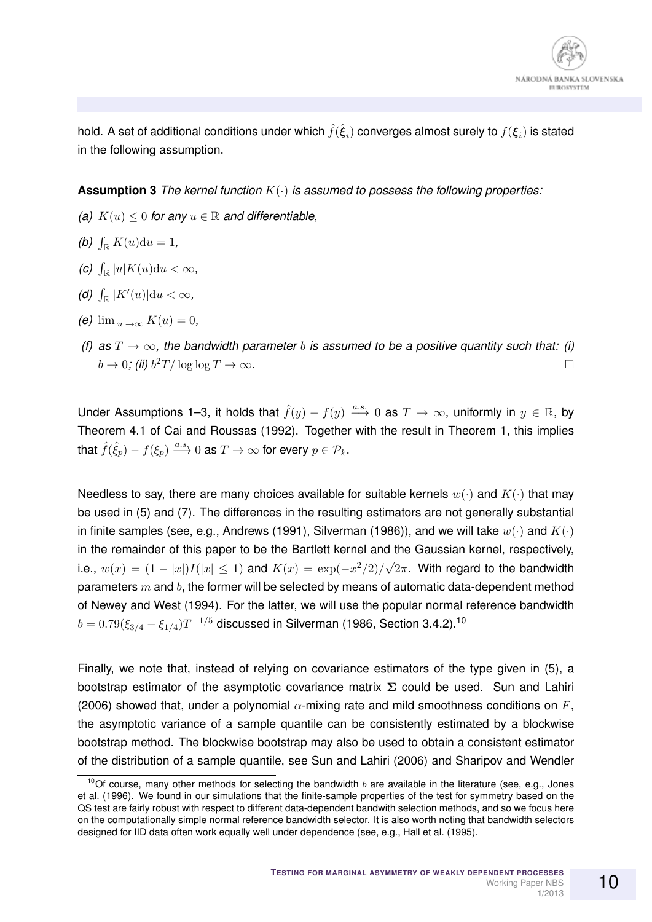hold. A set of additional conditions under which $\hat{f}(\hat{\boldsymbol{\xi}}_i)$ converges almost surely to $f(\boldsymbol{\xi}_i)$ is stated in the following assumption.

**Assumption 3** *The kernel function $K(\cdot)$ is assumed to possess the following properties:*

*(a)* $K(u) \leq 0$ *for any* $u \in \mathbb{R}$ *and differentiable,*

*(b)* $\int_{\mathbb{R}} K(u)\mathrm{d}u = 1,$

*(c)* $\int_{\mathbb{R}} |u|K(u)\mathrm{d}u < \infty,$

*(d)* $\int_{\mathbb{R}} |K'(u)|\mathrm{d}u < \infty,$

*(e)* $\lim_{|u|\to\infty} K(u) = 0,$

*(f) as $T \to \infty$, the bandwidth parameter $b$ is assumed to be a positive quantity such that: (i) $b \to 0$; (ii) $b^2 T/\log\log T \to \infty$.* □

Under Assumptions 1–3, it holds that $\hat{f}(y) - f(y) \xrightarrow{a.s.} 0$ as $T \to \infty$, uniformly in $y \in \mathbb{R}$, by Theorem 4.1 of Cai and Roussas (1992). Together with the result in Theorem 1, this implies that $\hat{f}(\hat{\xi}_p) - f(\xi_p) \xrightarrow{a.s.} 0$ as $T \to \infty$ for every $p \in \mathcal{P}_k$.

Needless to say, there are many choices available for suitable kernels $w(\cdot)$ and $K(\cdot)$ that may be used in (5) and (7). The differences in the resulting estimators are not generally substantial in finite samples (see, e.g., Andrews (1991), Silverman (1986)), and we will take $w(\cdot)$ and $K(\cdot)$ in the remainder of this paper to be the Bartlett kernel and the Gaussian kernel, respectively, i.e., $w(x) = (1 - |x|)I(|x| \leq 1)$ and $K(x) = \exp(-x^2/2)/\sqrt{2\pi}$. With regard to the bandwidth parameters $m$ and $b$, the former will be selected by means of automatic data-dependent method of Newey and West (1994). For the latter, we will use the popular normal reference bandwidth $b = 0.79(\xi_{3/4} - \xi_{1/4})T^{-1/5}$ discussed in Silverman (1986, Section 3.4.2).[10]

Finally, we note that, instead of relying on covariance estimators of the type given in (5), a bootstrap estimator of the asymptotic covariance matrix $\boldsymbol{\Sigma}$ could be used. Sun and Lahiri (2006) showed that, under a polynomial $\alpha$-mixing rate and mild smoothness conditions on $F$, the asymptotic variance of a sample quantile can be consistently estimated by a blockwise bootstrap method. The blockwise bootstrap may also be used to obtain a consistent estimator of the distribution of a sample quantile, see Sun and Lahiri (2006) and Sharipov and Wendler

[10] Of course, many other methods for selecting the bandwidth $b$ are available in the literature (see, e.g., Jones et al. (1996). We found in our simulations that the finite-sample properties of the test for symmetry based on the QS test are fairly robust with respect to different data-dependent bandwith selection methods, and so we focus here on the computationally simple normal reference bandwidth selector. It is also worth noting that bandwidth selectors designed for IID data often work equally well under dependence (see, e.g., Hall et al. (1995).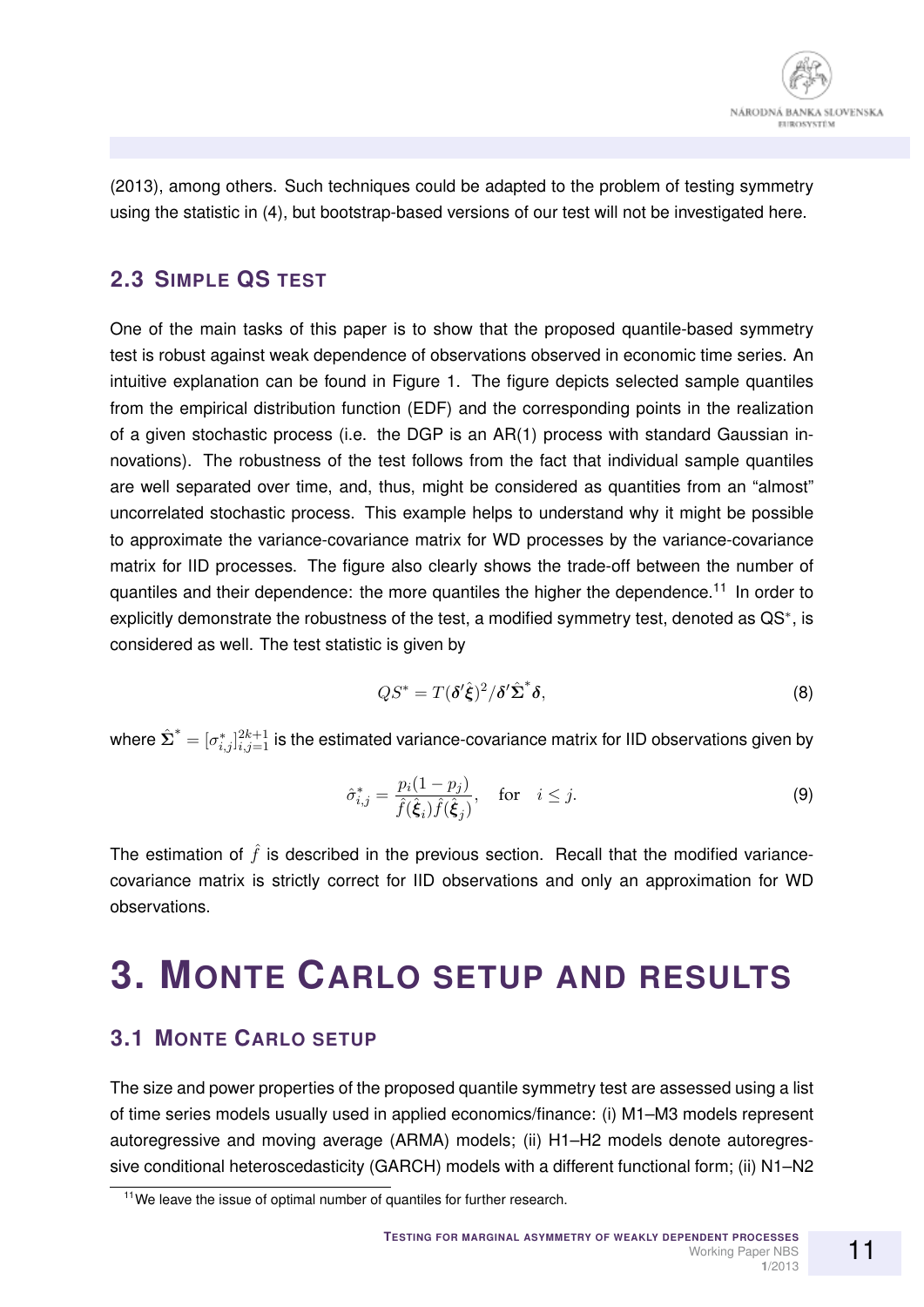(2013), among others. Such techniques could be adapted to the problem of testing symmetry using the statistic in (4), but bootstrap-based versions of our test will not be investigated here.

## 2.3 Simple QS test

One of the main tasks of this paper is to show that the proposed quantile-based symmetry test is robust against weak dependence of observations observed in economic time series. An intuitive explanation can be found in Figure 1. The figure depicts selected sample quantiles from the empirical distribution function (EDF) and the corresponding points in the realization of a given stochastic process (i.e. the DGP is an AR(1) process with standard Gaussian innovations). The robustness of the test follows from the fact that individual sample quantiles are well separated over time, and, thus, might be considered as quantities from an "almost" uncorrelated stochastic process. This example helps to understand why it might be possible to approximate the variance-covariance matrix for WD processes by the variance-covariance matrix for IID processes. The figure also clearly shows the trade-off between the number of quantiles and their dependence: the more quantiles the higher the dependence.[11] In order to explicitly demonstrate the robustness of the test, a modified symmetry test, denoted as QS$^*$, is considered as well. The test statistic is given by

$$QS^* = T(\boldsymbol{\delta}'\hat{\boldsymbol{\xi}})^2 / \boldsymbol{\delta}'\hat{\boldsymbol{\Sigma}}^*\boldsymbol{\delta}, \tag{8}$$

where $\hat{\boldsymbol{\Sigma}}^* = [\sigma^*_{i,j}]_{i,j=1}^{2k+1}$ is the estimated variance-covariance matrix for IID observations given by

$$\hat{\sigma}^*_{i,j} = \frac{p_i(1-p_j)}{\hat{f}(\hat{\boldsymbol{\xi}}_i)\hat{f}(\hat{\boldsymbol{\xi}}_j)}, \quad \text{for} \quad i \leq j. \tag{9}$$

The estimation of $\hat{f}$ is described in the previous section. Recall that the modified variance-covariance matrix is strictly correct for IID observations and only an approximation for WD observations.

# 3. Monte Carlo setup and results

## 3.1 Monte Carlo setup

The size and power properties of the proposed quantile symmetry test are assessed using a list of time series models usually used in applied economics/finance: (i) M1–M3 models represent autoregressive and moving average (ARMA) models; (ii) H1–H2 models denote autoregressive conditional heteroscedasticity (GARCH) models with a different functional form; (ii) N1–N2

[11] We leave the issue of optimal number of quantiles for further research.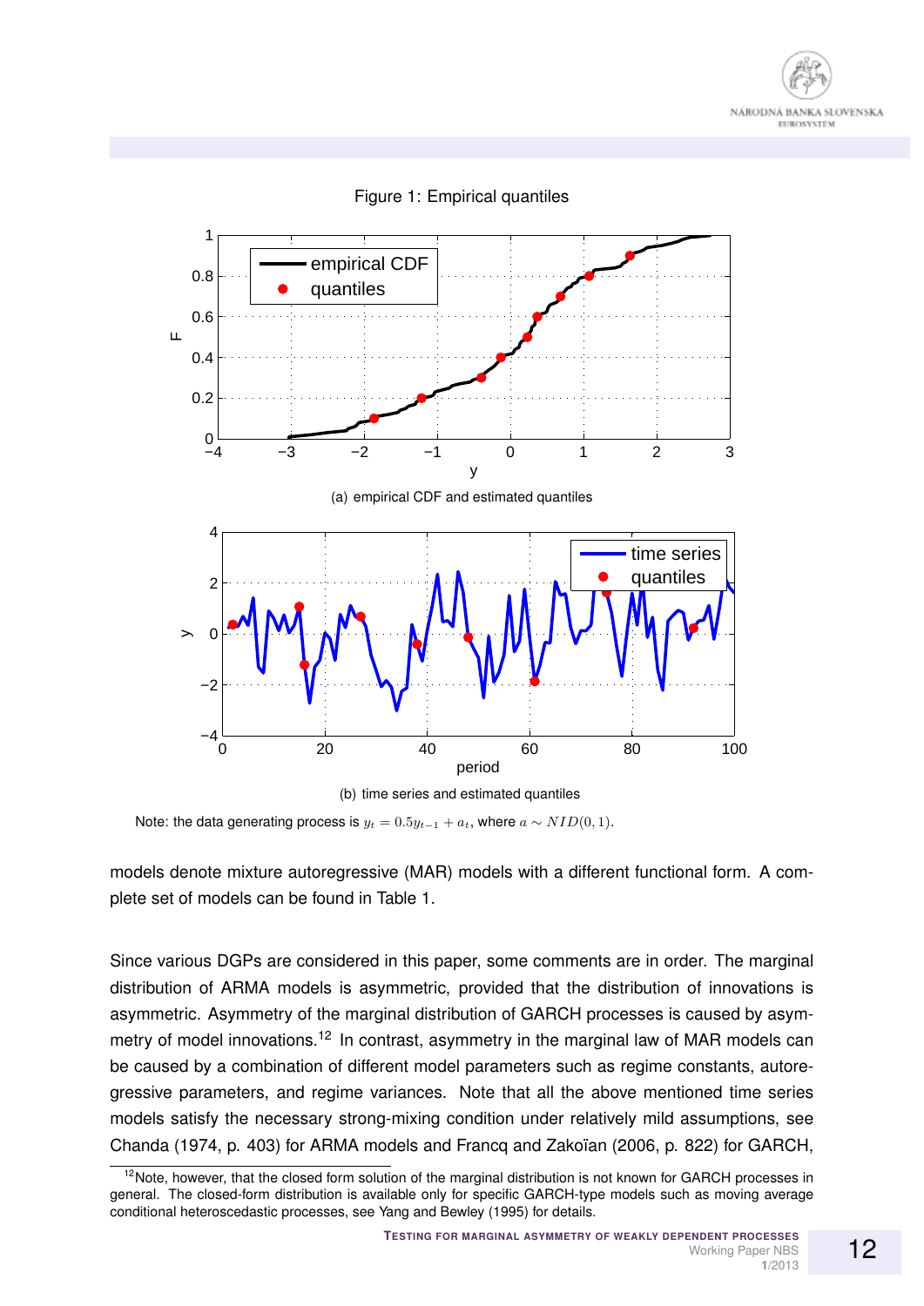Figure 1: Empirical quantiles

(a) empirical CDF and estimated quantiles

(b) time series and estimated quantiles

Note: the data generating process is $y_t = 0.5y_{t-1} + a_t$, where $a \sim NID(0, 1)$.

models denote mixture autoregressive (MAR) models with a different functional form. A complete set of models can be found in Table 1.

Since various DGPs are considered in this paper, some comments are in order. The marginal distribution of ARMA models is asymmetric, provided that the distribution of innovations is asymmetric. Asymmetry of the marginal distribution of GARCH processes is caused by asymmetry of model innovations.[12] In contrast, asymmetry in the marginal law of MAR models can be caused by a combination of different model parameters such as regime constants, autoregressive parameters, and regime variances. Note that all the above mentioned time series models satisfy the necessary strong-mixing condition under relatively mild assumptions, see Chanda (1974, p. 403) for ARMA models and Francq and Zakoïan (2006, p. 822) for GARCH,

[12] Note, however, that the closed form solution of the marginal distribution is not known for GARCH processes in general. The closed-form distribution is available only for specific GARCH-type models such as moving average conditional heteroscedastic processes, see Yang and Bewley (1995) for details.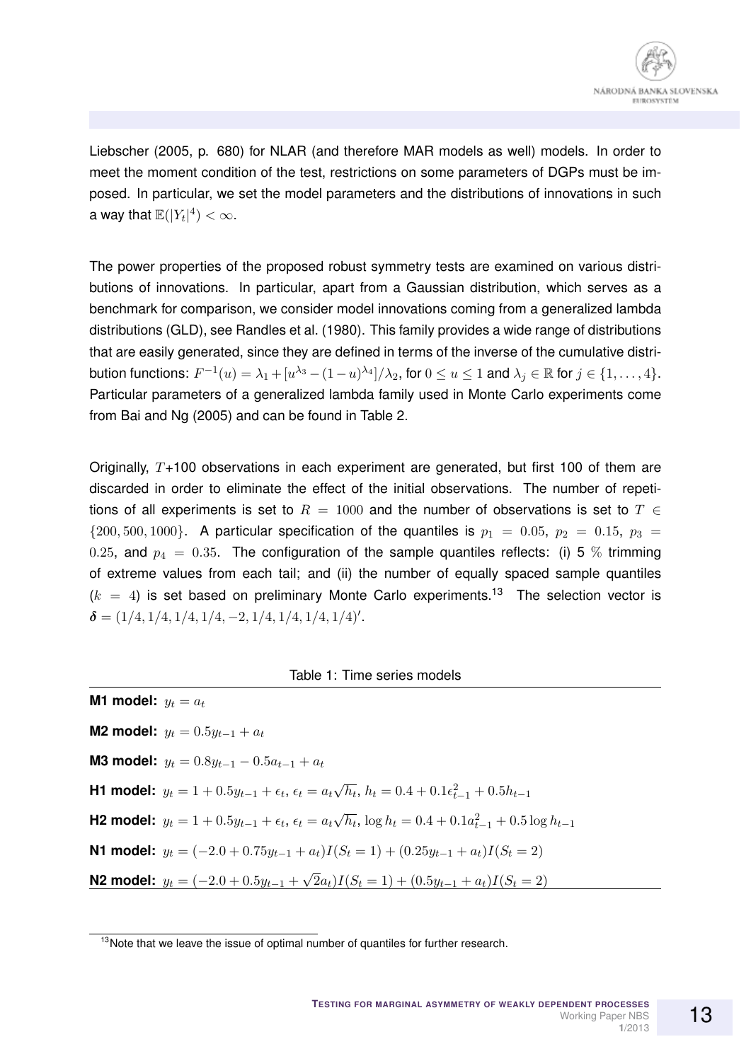Liebscher (2005, p. 680) for NLAR (and therefore MAR models as well) models. In order to meet the moment condition of the test, restrictions on some parameters of DGPs must be imposed. In particular, we set the model parameters and the distributions of innovations in such a way that $\mathbb{E}(|Y_t|^4) < \infty$.

The power properties of the proposed robust symmetry tests are examined on various distributions of innovations. In particular, apart from a Gaussian distribution, which serves as a benchmark for comparison, we consider model innovations coming from a generalized lambda distributions (GLD), see Randles et al. (1980). This family provides a wide range of distributions that are easily generated, since they are defined in terms of the inverse of the cumulative distribution functions: $F^{-1}(u) = \lambda_1 + [u^{\lambda_3} - (1-u)^{\lambda_4}]/\lambda_2$, for $0 \leq u \leq 1$ and $\lambda_j \in \mathbb{R}$ for $j \in \{1, \ldots, 4\}$. Particular parameters of a generalized lambda family used in Monte Carlo experiments come from Bai and Ng (2005) and can be found in Table 2.

Originally, $T$+100 observations in each experiment are generated, but first 100 of them are discarded in order to eliminate the effect of the initial observations. The number of repetitions of all experiments is set to $R = 1000$ and the number of observations is set to $T \in \{200, 500, 1000\}$. A particular specification of the quantiles is $p_1 = 0.05$, $p_2 = 0.15$, $p_3 = 0.25$, and $p_4 = 0.35$. The configuration of the sample quantiles reflects: (i) 5 % trimming of extreme values from each tail; and (ii) the number of equally spaced sample quantiles ($k = 4$) is set based on preliminary Monte Carlo experiments.[13] The selection vector is $\boldsymbol{\delta} = (1/4, 1/4, 1/4, 1/4, -2, 1/4, 1/4, 1/4, 1/4)'$.

Table 1: Time series models

**M1 model:** $y_t = a_t$

**M2 model:** $y_t = 0.5y_{t-1} + a_t$

**M3 model:** $y_t = 0.8y_{t-1} - 0.5a_{t-1} + a_t$

**H1 model:** $y_t = 1 + 0.5y_{t-1} + \epsilon_t$, $\epsilon_t = a_t\sqrt{h_t}$, $h_t = 0.4 + 0.1\epsilon_{t-1}^2 + 0.5h_{t-1}$

**H2 model:** $y_t = 1 + 0.5y_{t-1} + \epsilon_t$, $\epsilon_t = a_t\sqrt{h_t}$, $\log h_t = 0.4 + 0.1a_{t-1}^2 + 0.5\log h_{t-1}$

**N1 model:** $y_t = (-2.0 + 0.75y_{t-1} + a_t)I(S_t = 1) + (0.25y_{t-1} + a_t)I(S_t = 2)$

**N2 model:** $y_t = (-2.0 + 0.5y_{t-1} + \sqrt{2}a_t)I(S_t = 1) + (0.5y_{t-1} + a_t)I(S_t = 2)$

[13] Note that we leave the issue of optimal number of quantiles for further research.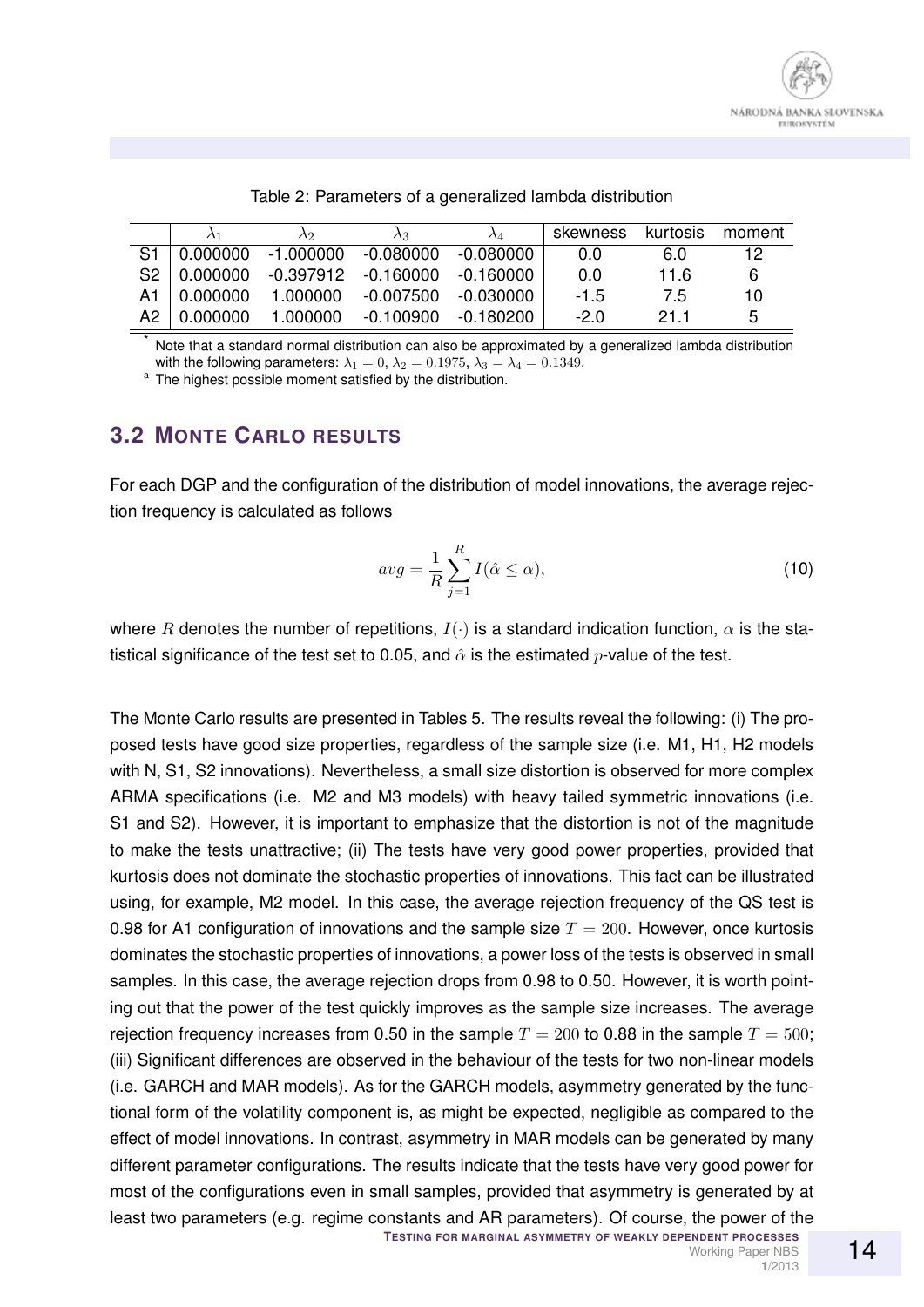Table 2: Parameters of a generalized lambda distribution

| | $\lambda_1$ | $\lambda_2$ | $\lambda_3$ | $\lambda_4$ | skewness | kurtosis | moment |
|---|---|---|---|---|---|---|---|
| S1 | 0.000000 | -1.000000 | -0.080000 | -0.080000 | 0.0 | 6.0 | 12 |
| S2 | 0.000000 | -0.397912 | -0.160000 | -0.160000 | 0.0 | 11.6 | 6 |
| A1 | 0.000000 | 1.000000 | -0.007500 | -0.030000 | -1.5 | 7.5 | 10 |
| A2 | 0.000000 | 1.000000 | -0.100900 | -0.180200 | -2.0 | 21.1 | 5 |

[*] Note that a standard normal distribution can also be approximated by a generalized lambda distribution with the following parameters: $\lambda_1 = 0$, $\lambda_2 = 0.1975$, $\lambda_3 = \lambda_4 = 0.1349$.

[a] The highest possible moment satisfied by the distribution.

## 3.2 Monte Carlo results

For each DGP and the configuration of the distribution of model innovations, the average rejection frequency is calculated as follows

$$avg = \frac{1}{R}\sum_{j=1}^{R} I(\hat{\alpha} \leq \alpha), \tag{10}$$

where $R$ denotes the number of repetitions, $I(\cdot)$ is a standard indication function, $\alpha$ is the statistical significance of the test set to 0.05, and $\hat{\alpha}$ is the estimated $p$-value of the test.

The Monte Carlo results are presented in Tables 5. The results reveal the following: (i) The proposed tests have good size properties, regardless of the sample size (i.e. M1, H1, H2 models with N, S1, S2 innovations). Nevertheless, a small size distortion is observed for more complex ARMA specifications (i.e. M2 and M3 models) with heavy tailed symmetric innovations (i.e. S1 and S2). However, it is important to emphasize that the distortion is not of the magnitude to make the tests unattractive; (ii) The tests have very good power properties, provided that kurtosis does not dominate the stochastic properties of innovations. This fact can be illustrated using, for example, M2 model. In this case, the average rejection frequency of the QS test is 0.98 for A1 configuration of innovations and the sample size $T = 200$. However, once kurtosis dominates the stochastic properties of innovations, a power loss of the tests is observed in small samples. In this case, the average rejection drops from 0.98 to 0.50. However, it is worth pointing out that the power of the test quickly improves as the sample size increases. The average rejection frequency increases from 0.50 in the sample $T = 200$ to 0.88 in the sample $T = 500$; (iii) Significant differences are observed in the behaviour of the tests for two non-linear models (i.e. GARCH and MAR models). As for the GARCH models, asymmetry generated by the functional form of the volatility component is, as might be expected, negligible as compared to the effect of model innovations. In contrast, asymmetry in MAR models can be generated by many different parameter configurations. The results indicate that the tests have very good power for most of the configurations even in small samples, provided that asymmetry is generated by at least two parameters (e.g. regime constants and AR parameters). Of course, the power of the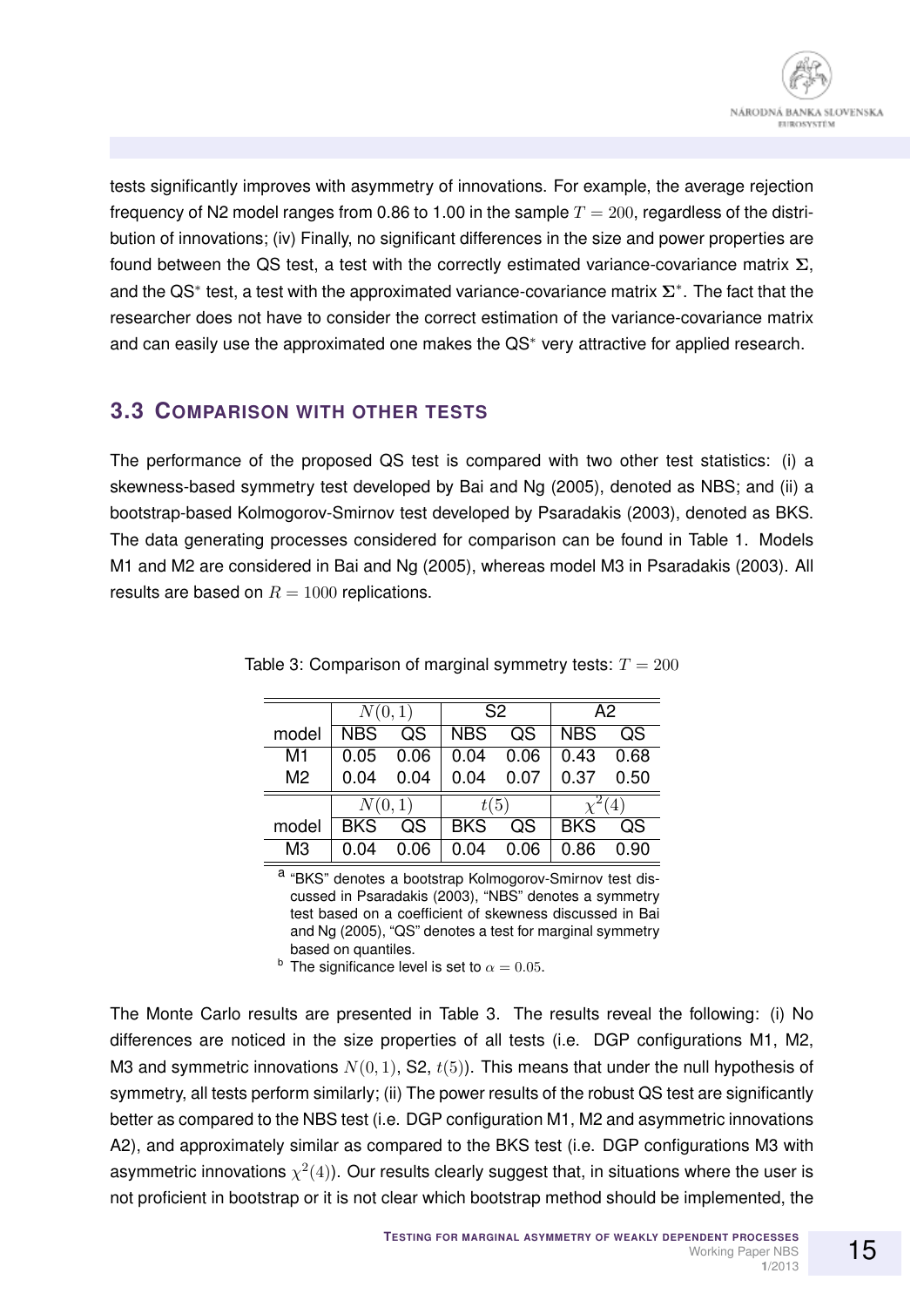tests significantly improves with asymmetry of innovations. For example, the average rejection frequency of N2 model ranges from 0.86 to 1.00 in the sample $T = 200$, regardless of the distribution of innovations; (iv) Finally, no significant differences in the size and power properties are found between the QS test, a test with the correctly estimated variance-covariance matrix $\mathbf{\Sigma}$, and the QS$^*$ test, a test with the approximated variance-covariance matrix $\mathbf{\Sigma}^*$. The fact that the researcher does not have to consider the correct estimation of the variance-covariance matrix and can easily use the approximated one makes the QS$^*$ very attractive for applied research.

### 3.3 Comparison with other tests

The performance of the proposed QS test is compared with two other test statistics: (i) a skewness-based symmetry test developed by Bai and Ng (2005), denoted as NBS; and (ii) a bootstrap-based Kolmogorov-Smirnov test developed by Psaradakis (2003), denoted as BKS. The data generating processes considered for comparison can be found in Table 1. Models M1 and M2 are considered in Bai and Ng (2005), whereas model M3 in Psaradakis (2003). All results are based on $R = 1000$ replications.

Table 3: Comparison of marginal symmetry tests: $T = 200$

| | $N(0,1)$ | | S2 | | A2 | |
|---|---|---|---|---|---|---|
| model | NBS | QS | NBS | QS | NBS | QS |
| M1 | 0.05 | 0.06 | 0.04 | 0.06 | 0.43 | 0.68 |
| M2 | 0.04 | 0.04 | 0.04 | 0.07 | 0.37 | 0.50 |
| | $N(0,1)$ | | $t(5)$ | | $\chi^2(4)$ | |
| model | BKS | QS | BKS | QS | BKS | QS |
| M3 | 0.04 | 0.06 | 0.04 | 0.06 | 0.86 | 0.90 |

[a] "BKS" denotes a bootstrap Kolmogorov-Smirnov test discussed in Psaradakis (2003), "NBS" denotes a symmetry test based on a coefficient of skewness discussed in Bai and Ng (2005), "QS" denotes a test for marginal symmetry based on quantiles.

[b] The significance level is set to $\alpha = 0.05$.

The Monte Carlo results are presented in Table 3. The results reveal the following: (i) No differences are noticed in the size properties of all tests (i.e. DGP configurations M1, M2, M3 and symmetric innovations $N(0,1)$, S2, $t(5)$). This means that under the null hypothesis of symmetry, all tests perform similarly; (ii) The power results of the robust QS test are significantly better as compared to the NBS test (i.e. DGP configuration M1, M2 and asymmetric innovations A2), and approximately similar as compared to the BKS test (i.e. DGP configurations M3 with asymmetric innovations $\chi^2(4)$). Our results clearly suggest that, in situations where the user is not proficient in bootstrap or it is not clear which bootstrap method should be implemented, the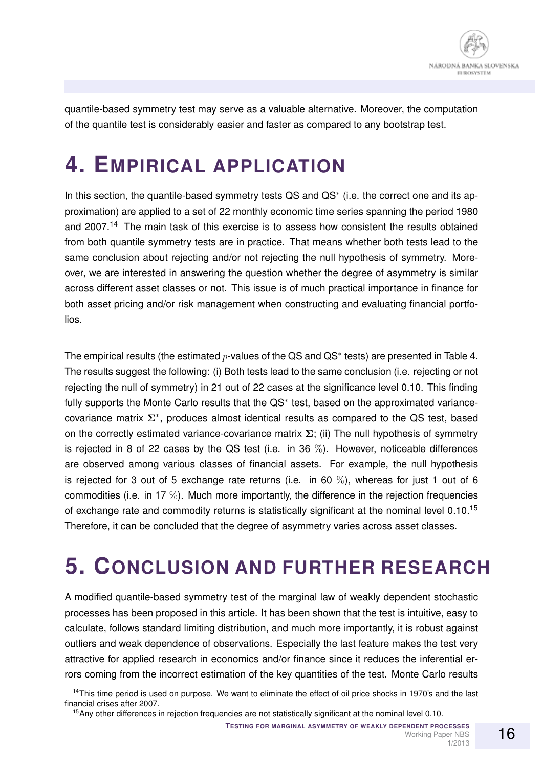quantile-based symmetry test may serve as a valuable alternative. Moreover, the computation of the quantile test is considerably easier and faster as compared to any bootstrap test.

# 4. EMPIRICAL APPLICATION

In this section, the quantile-based symmetry tests QS and QS$^*$ (i.e. the correct one and its approximation) are applied to a set of 22 monthly economic time series spanning the period 1980 and 2007.[14] The main task of this exercise is to assess how consistent the results obtained from both quantile symmetry tests are in practice. That means whether both tests lead to the same conclusion about rejecting and/or not rejecting the null hypothesis of symmetry. Moreover, we are interested in answering the question whether the degree of asymmetry is similar across different asset classes or not. This issue is of much practical importance in finance for both asset pricing and/or risk management when constructing and evaluating financial portfolios.

The empirical results (the estimated $p$-values of the QS and QS$^*$ tests) are presented in Table 4. The results suggest the following: (i) Both tests lead to the same conclusion (i.e. rejecting or not rejecting the null of symmetry) in 21 out of 22 cases at the significance level 0.10. This finding fully supports the Monte Carlo results that the QS$^*$ test, based on the approximated variance-covariance matrix $\mathbf{\Sigma}^*$, produces almost identical results as compared to the QS test, based on the correctly estimated variance-covariance matrix $\mathbf{\Sigma}$; (ii) The null hypothesis of symmetry is rejected in 8 of 22 cases by the QS test (i.e. in 36 $\%$). However, noticeable differences are observed among various classes of financial assets. For example, the null hypothesis is rejected for 3 out of 5 exchange rate returns (i.e. in 60 $\%$), whereas for just 1 out of 6 commodities (i.e. in 17 $\%$). Much more importantly, the difference in the rejection frequencies of exchange rate and commodity returns is statistically significant at the nominal level 0.10.[15] Therefore, it can be concluded that the degree of asymmetry varies across asset classes.

# 5. CONCLUSION AND FURTHER RESEARCH

A modified quantile-based symmetry test of the marginal law of weakly dependent stochastic processes has been proposed in this article. It has been shown that the test is intuitive, easy to calculate, follows standard limiting distribution, and much more importantly, it is robust against outliers and weak dependence of observations. Especially the last feature makes the test very attractive for applied research in economics and/or finance since it reduces the inferential errors coming from the incorrect estimation of the key quantities of the test. Monte Carlo results

[14] This time period is used on purpose. We want to eliminate the effect of oil price shocks in 1970's and the last financial crises after 2007.

[15] Any other differences in rejection frequencies are not statistically significant at the nominal level 0.10.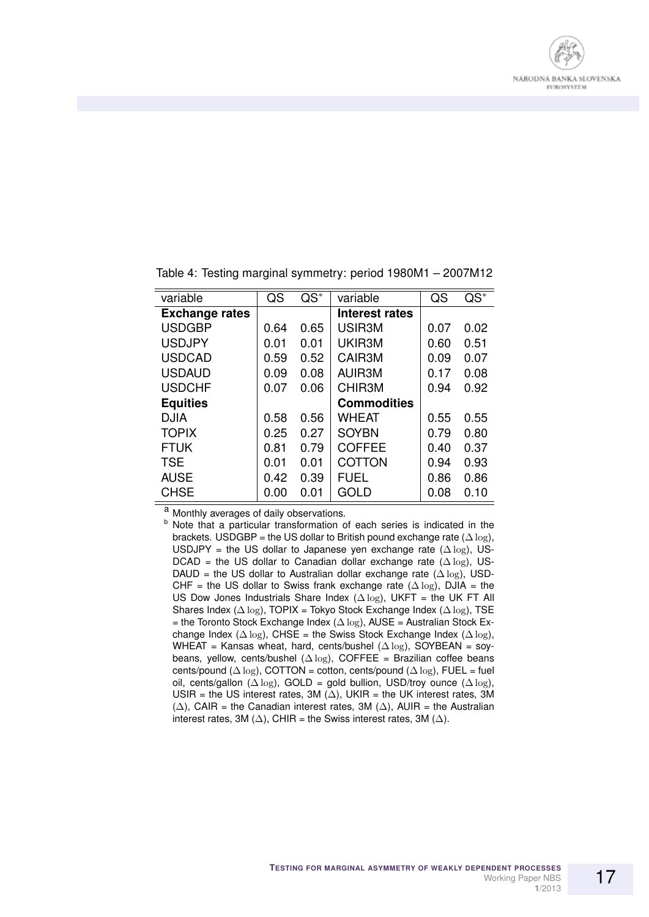Table 4: Testing marginal symmetry: period 1980M1 – 2007M12

| variable | QS | QS* | variable | QS | QS* |
|---|---|---|---|---|---|
| **Exchange rates** | | | **Interest rates** | | |
| USDGBP | 0.64 | 0.65 | USIR3M | 0.07 | 0.02 |
| USDJPY | 0.01 | 0.01 | UKIR3M | 0.60 | 0.51 |
| USDCAD | 0.59 | 0.52 | CAIR3M | 0.09 | 0.07 |
| USDAUD | 0.09 | 0.08 | AUIR3M | 0.17 | 0.08 |
| USDCHF | 0.07 | 0.06 | CHIR3M | 0.94 | 0.92 |
| **Equities** | | | **Commodities** | | |
| DJIA | 0.58 | 0.56 | WHEAT | 0.55 | 0.55 |
| TOPIX | 0.25 | 0.27 | SOYBN | 0.79 | 0.80 |
| FTUK | 0.81 | 0.79 | COFFEE | 0.40 | 0.37 |
| TSE | 0.01 | 0.01 | COTTON | 0.94 | 0.93 |
| AUSE | 0.42 | 0.39 | FUEL | 0.86 | 0.86 |
| CHSE | 0.00 | 0.01 | GOLD | 0.08 | 0.10 |

[a] Monthly averages of daily observations.

[b] Note that a particular transformation of each series is indicated in the brackets. USDGBP = the US dollar to British pound exchange rate ($\Delta \log$), USDJPY = the US dollar to Japanese yen exchange rate ($\Delta \log$), USDCAD = the US dollar to Canadian dollar exchange rate ($\Delta \log$), USDAUD = the US dollar to Australian dollar exchange rate ($\Delta \log$), USDCHF = the US dollar to Swiss frank exchange rate ($\Delta \log$), DJIA = the US Dow Jones Industrials Share Index ($\Delta \log$), UKFT = the UK FT All Shares Index ($\Delta \log$), TOPIX = Tokyo Stock Exchange Index ($\Delta \log$), TSE = the Toronto Stock Exchange Index ($\Delta \log$), AUSE = Australian Stock Exchange Index ($\Delta \log$), CHSE = the Swiss Stock Exchange Index ($\Delta \log$), WHEAT = Kansas wheat, hard, cents/bushel ($\Delta \log$), SOYBEAN = soybeans, yellow, cents/bushel ($\Delta \log$), COFFEE = Brazilian coffee beans cents/pound ($\Delta \log$), COTTON = cotton, cents/pound ($\Delta \log$), FUEL = fuel oil, cents/gallon ($\Delta \log$), GOLD = gold bullion, USD/troy ounce ($\Delta \log$), USIR = the US interest rates, 3M ($\Delta$), UKIR = the UK interest rates, 3M ($\Delta$), CAIR = the Canadian interest rates, 3M ($\Delta$), AUIR = the Australian interest rates, 3M ($\Delta$), CHIR = the Swiss interest rates, 3M ($\Delta$).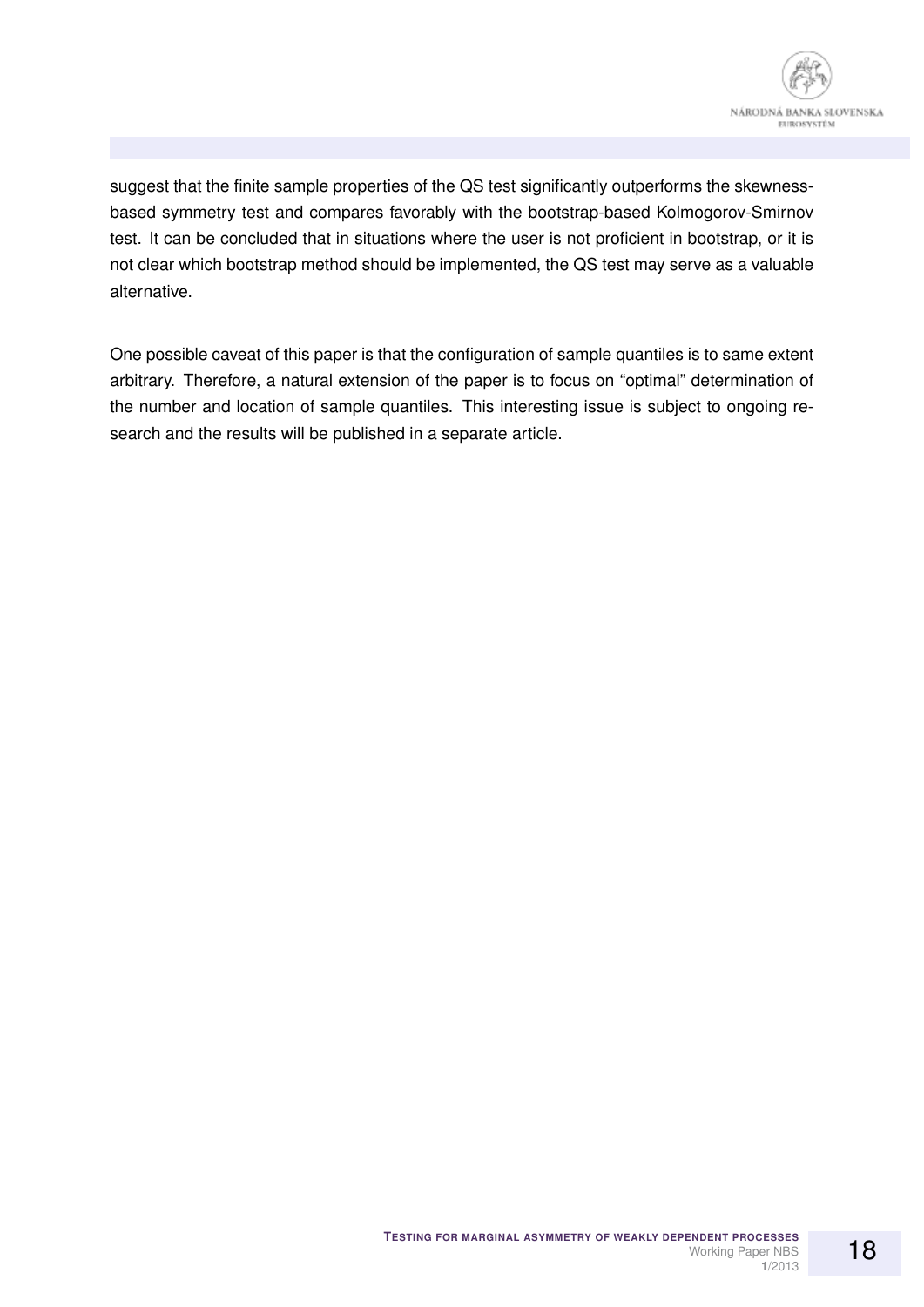suggest that the finite sample properties of the QS test significantly outperforms the skewness-based symmetry test and compares favorably with the bootstrap-based Kolmogorov-Smirnov test. It can be concluded that in situations where the user is not proficient in bootstrap, or it is not clear which bootstrap method should be implemented, the QS test may serve as a valuable alternative.

One possible caveat of this paper is that the configuration of sample quantiles is to same extent arbitrary. Therefore, a natural extension of the paper is to focus on "optimal" determination of the number and location of sample quantiles. This interesting issue is subject to ongoing research and the results will be published in a separate article.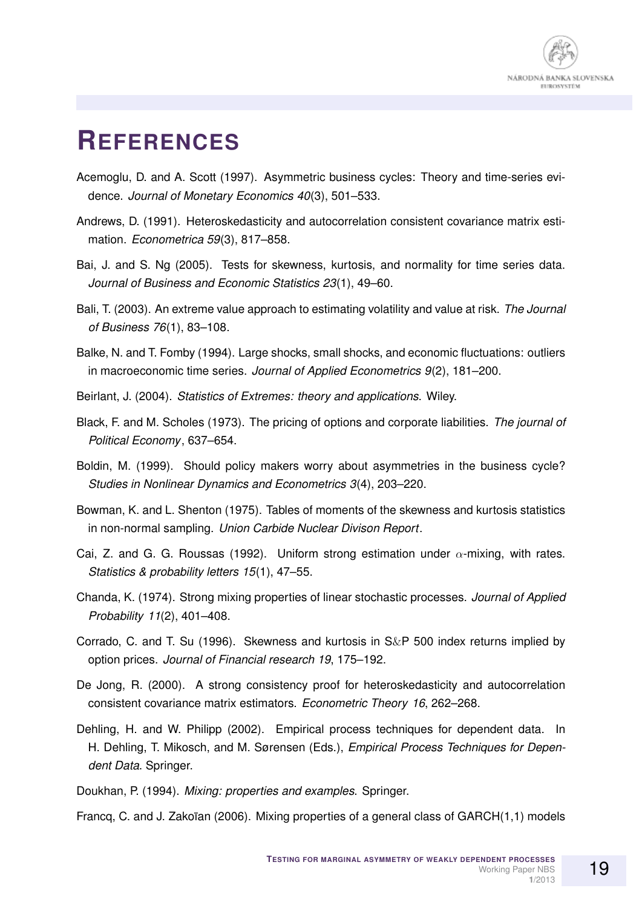# References

Acemoglu, D. and A. Scott (1997). Asymmetric business cycles: Theory and time-series evidence. *Journal of Monetary Economics 40*(3), 501–533.

Andrews, D. (1991). Heteroskedasticity and autocorrelation consistent covariance matrix estimation. *Econometrica 59*(3), 817–858.

Bai, J. and S. Ng (2005). Tests for skewness, kurtosis, and normality for time series data. *Journal of Business and Economic Statistics 23*(1), 49–60.

Bali, T. (2003). An extreme value approach to estimating volatility and value at risk. *The Journal of Business 76*(1), 83–108.

Balke, N. and T. Fomby (1994). Large shocks, small shocks, and economic fluctuations: outliers in macroeconomic time series. *Journal of Applied Econometrics 9*(2), 181–200.

Beirlant, J. (2004). *Statistics of Extremes: theory and applications*. Wiley.

Black, F. and M. Scholes (1973). The pricing of options and corporate liabilities. *The journal of Political Economy*, 637–654.

Boldin, M. (1999). Should policy makers worry about asymmetries in the business cycle? *Studies in Nonlinear Dynamics and Econometrics 3*(4), 203–220.

Bowman, K. and L. Shenton (1975). Tables of moments of the skewness and kurtosis statistics in non-normal sampling. *Union Carbide Nuclear Divison Report*.

Cai, Z. and G. G. Roussas (1992). Uniform strong estimation under $\alpha$-mixing, with rates. *Statistics & probability letters 15*(1), 47–55.

Chanda, K. (1974). Strong mixing properties of linear stochastic processes. *Journal of Applied Probability 11*(2), 401–408.

Corrado, C. and T. Su (1996). Skewness and kurtosis in S&P 500 index returns implied by option prices. *Journal of Financial research 19*, 175–192.

De Jong, R. (2000). A strong consistency proof for heteroskedasticity and autocorrelation consistent covariance matrix estimators. *Econometric Theory 16*, 262–268.

Dehling, H. and W. Philipp (2002). Empirical process techniques for dependent data. In H. Dehling, T. Mikosch, and M. Sørensen (Eds.), *Empirical Process Techniques for Dependent Data*. Springer.

Doukhan, P. (1994). *Mixing: properties and examples*. Springer.

Francq, C. and J. Zakoïan (2006). Mixing properties of a general class of GARCH(1,1) models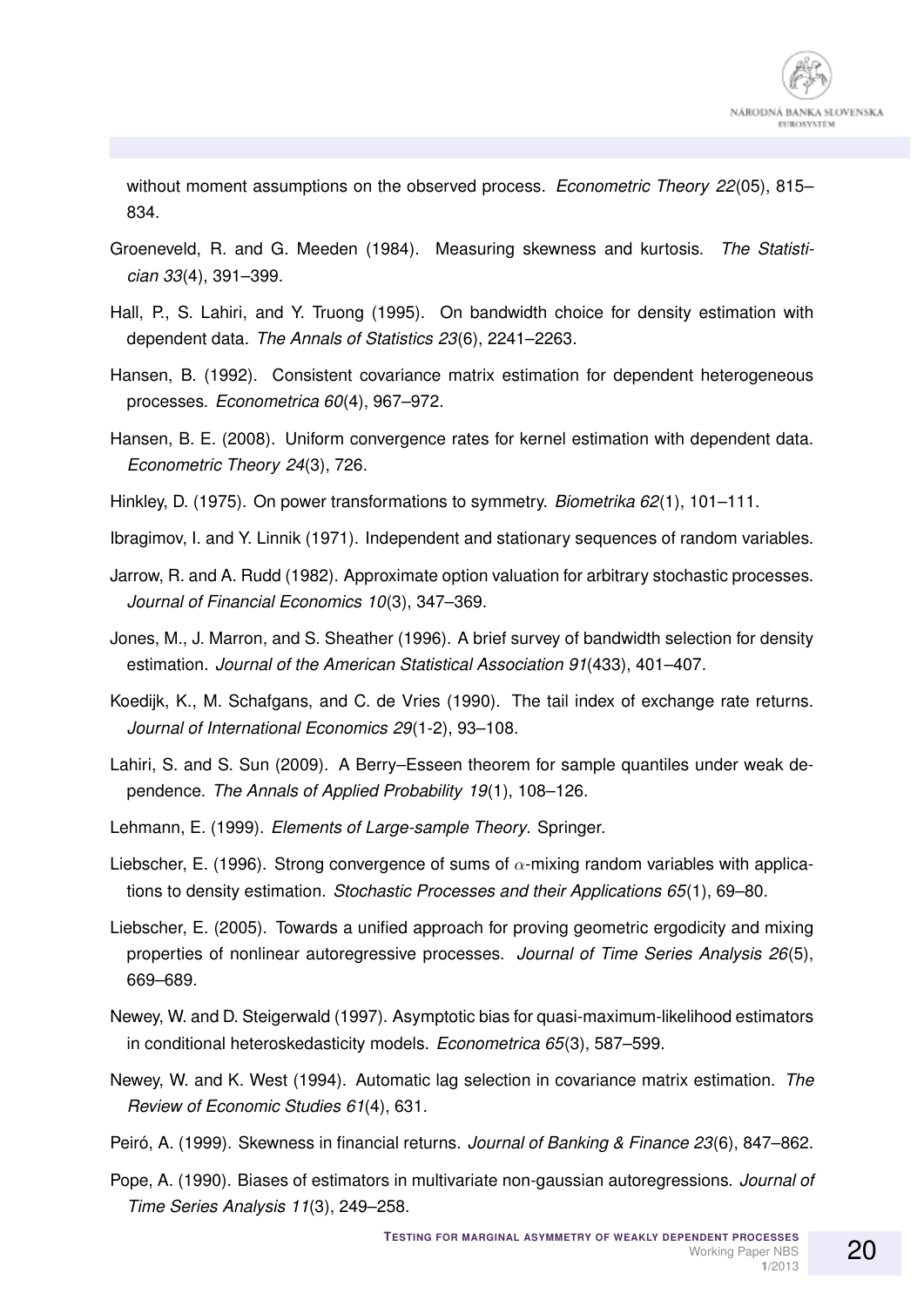without moment assumptions on the observed process. *Econometric Theory 22*(05), 815–834.

Groeneveld, R. and G. Meeden (1984). Measuring skewness and kurtosis. *The Statistician 33*(4), 391–399.

Hall, P., S. Lahiri, and Y. Truong (1995). On bandwidth choice for density estimation with dependent data. *The Annals of Statistics 23*(6), 2241–2263.

Hansen, B. (1992). Consistent covariance matrix estimation for dependent heterogeneous processes. *Econometrica 60*(4), 967–972.

Hansen, B. E. (2008). Uniform convergence rates for kernel estimation with dependent data. *Econometric Theory 24*(3), 726.

Hinkley, D. (1975). On power transformations to symmetry. *Biometrika 62*(1), 101–111.

Ibragimov, I. and Y. Linnik (1971). Independent and stationary sequences of random variables.

Jarrow, R. and A. Rudd (1982). Approximate option valuation for arbitrary stochastic processes. *Journal of Financial Economics 10*(3), 347–369.

Jones, M., J. Marron, and S. Sheather (1996). A brief survey of bandwidth selection for density estimation. *Journal of the American Statistical Association 91*(433), 401–407.

Koedijk, K., M. Schafgans, and C. de Vries (1990). The tail index of exchange rate returns. *Journal of International Economics 29*(1-2), 93–108.

Lahiri, S. and S. Sun (2009). A Berry–Esseen theorem for sample quantiles under weak dependence. *The Annals of Applied Probability 19*(1), 108–126.

Lehmann, E. (1999). *Elements of Large-sample Theory*. Springer.

Liebscher, E. (1996). Strong convergence of sums of $\alpha$-mixing random variables with applications to density estimation. *Stochastic Processes and their Applications 65*(1), 69–80.

Liebscher, E. (2005). Towards a unified approach for proving geometric ergodicity and mixing properties of nonlinear autoregressive processes. *Journal of Time Series Analysis 26*(5), 669–689.

Newey, W. and D. Steigerwald (1997). Asymptotic bias for quasi-maximum-likelihood estimators in conditional heteroskedasticity models. *Econometrica 65*(3), 587–599.

Newey, W. and K. West (1994). Automatic lag selection in covariance matrix estimation. *The Review of Economic Studies 61*(4), 631.

Peiró, A. (1999). Skewness in financial returns. *Journal of Banking & Finance 23*(6), 847–862.

Pope, A. (1990). Biases of estimators in multivariate non-gaussian autoregressions. *Journal of Time Series Analysis 11*(3), 249–258.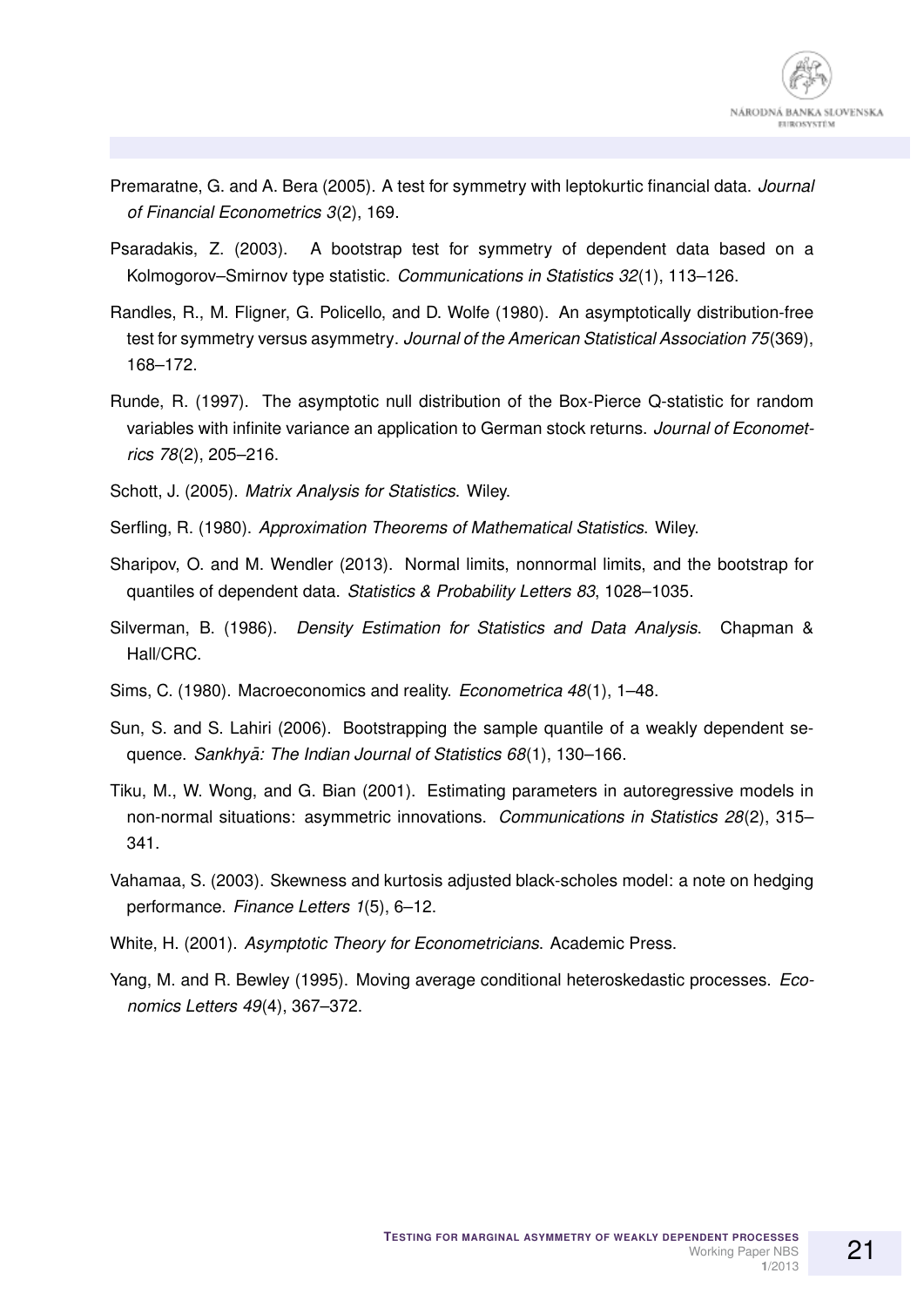Premaratne, G. and A. Bera (2005). A test for symmetry with leptokurtic financial data. *Journal of Financial Econometrics 3*(2), 169.

Psaradakis, Z. (2003). A bootstrap test for symmetry of dependent data based on a Kolmogorov–Smirnov type statistic. *Communications in Statistics 32*(1), 113–126.

Randles, R., M. Fligner, G. Policello, and D. Wolfe (1980). An asymptotically distribution-free test for symmetry versus asymmetry. *Journal of the American Statistical Association 75*(369), 168–172.

Runde, R. (1997). The asymptotic null distribution of the Box-Pierce Q-statistic for random variables with infinite variance an application to German stock returns. *Journal of Econometrics 78*(2), 205–216.

Schott, J. (2005). *Matrix Analysis for Statistics*. Wiley.

Serfling, R. (1980). *Approximation Theorems of Mathematical Statistics*. Wiley.

Sharipov, O. and M. Wendler (2013). Normal limits, nonnormal limits, and the bootstrap for quantiles of dependent data. *Statistics & Probability Letters 83*, 1028–1035.

Silverman, B. (1986). *Density Estimation for Statistics and Data Analysis*. Chapman & Hall/CRC.

Sims, C. (1980). Macroeconomics and reality. *Econometrica 48*(1), 1–48.

Sun, S. and S. Lahiri (2006). Bootstrapping the sample quantile of a weakly dependent sequence. *Sankhyā: The Indian Journal of Statistics 68*(1), 130–166.

Tiku, M., W. Wong, and G. Bian (2001). Estimating parameters in autoregressive models in non-normal situations: asymmetric innovations. *Communications in Statistics 28*(2), 315–341.

Vahamaa, S. (2003). Skewness and kurtosis adjusted black-scholes model: a note on hedging performance. *Finance Letters 1*(5), 6–12.

White, H. (2001). *Asymptotic Theory for Econometricians*. Academic Press.

Yang, M. and R. Bewley (1995). Moving average conditional heteroskedastic processes. *Economics Letters 49*(4), 367–372.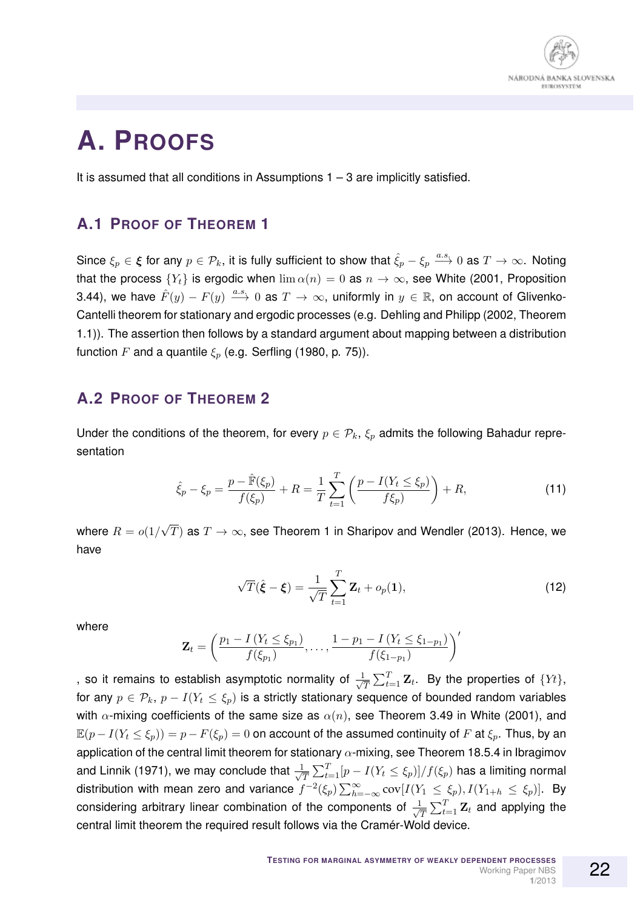# A. Proofs

It is assumed that all conditions in Assumptions 1 – 3 are implicitly satisfied.

## A.1 Proof of Theorem 1

Since $\xi_p \in \boldsymbol{\xi}$ for any $p \in \mathcal{P}_k$, it is fully sufficient to show that $\hat{\xi}_p - \xi_p \xrightarrow{a.s.} 0$ as $T \to \infty$. Noting that the process $\{Y_t\}$ is ergodic when $\lim \alpha(n) = 0$ as $n \to \infty$, see White (2001, Proposition 3.44), we have $\hat{F}(y) - F(y) \xrightarrow{a.s.} 0$ as $T \to \infty$, uniformly in $y \in \mathbb{R}$, on account of Glivenko-Cantelli theorem for stationary and ergodic processes (e.g. Dehling and Philipp (2002, Theorem 1.1)). The assertion then follows by a standard argument about mapping between a distribution function $F$ and a quantile $\xi_p$ (e.g. Serfling (1980, p. 75)).

## A.2 Proof of Theorem 2

Under the conditions of the theorem, for every $p \in \mathcal{P}_k$, $\xi_p$ admits the following Bahadur representation

$$\hat{\xi}_p - \xi_p = \frac{p - \hat{\mathbb{F}}(\xi_p)}{f(\xi_p)} + R = \frac{1}{T}\sum_{t=1}^{T}\left(\frac{p - I(Y_t \leq \xi_p)}{f\xi_p)}\right) + R, \tag{11}$$

where $R = o(1/\sqrt{T})$ as $T \to \infty$, see Theorem 1 in Sharipov and Wendler (2013). Hence, we have

$$\sqrt{T}(\hat{\boldsymbol{\xi}} - \boldsymbol{\xi}) = \frac{1}{\sqrt{T}}\sum_{t=1}^{T}\mathbf{Z}_t + o_p(\mathbf{1}), \tag{12}$$

where

$$\mathbf{Z}_t = \left(\frac{p_1 - I\left(Y_t \leq \xi_{p_1}\right)}{f(\xi_{p_1})}, \ldots, \frac{1 - p_1 - I\left(Y_t \leq \xi_{1-p_1}\right)}{f(\xi_{1-p_1})}\right)'$$

, so it remains to establish asymptotic normality of $\frac{1}{\sqrt{T}}\sum_{t=1}^{T}\mathbf{Z}_t$. By the properties of $\{Yt\}$, for any $p \in \mathcal{P}_k$, $p - I(Y_t \leq \xi_p)$ is a strictly stationary sequence of bounded random variables with $\alpha$-mixing coefficients of the same size as $\alpha(n)$, see Theorem 3.49 in White (2001), and $\mathbb{E}(p - I(Y_t \leq \xi_p)) = p - F(\xi_p) = 0$ on account of the assumed continuity of $F$ at $\xi_p$. Thus, by an application of the central limit theorem for stationary $\alpha$-mixing, see Theorem 18.5.4 in Ibragimov and Linnik (1971), we may conclude that $\frac{1}{\sqrt{T}}\sum_{t=1}^{T}[p - I(Y_t \leq \xi_p)]/f(\xi_p)$ has a limiting normal distribution with mean zero and variance $f^{-2}(\xi_p)\sum_{h=-\infty}^{\infty}\operatorname{cov}[I(Y_1 \leq \xi_p), I(Y_{1+h} \leq \xi_p)]$. By considering arbitrary linear combination of the components of $\frac{1}{\sqrt{T}}\sum_{t=1}^{T}\mathbf{Z}_t$ and applying the central limit theorem the required result follows via the Cramér-Wold device.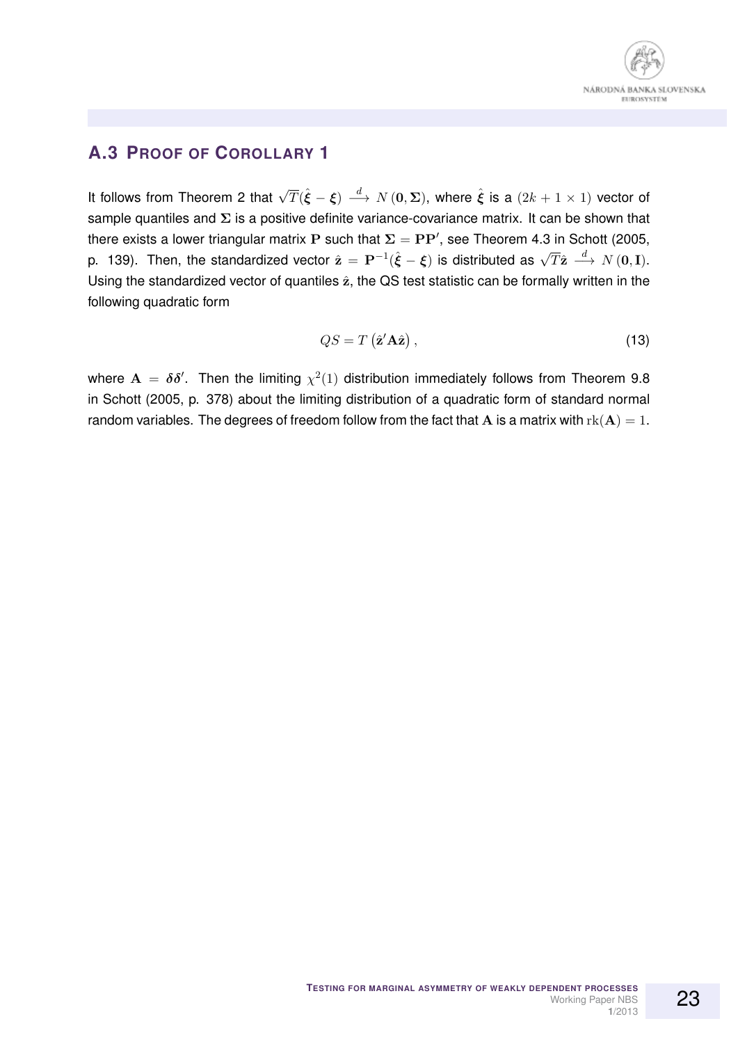## A.3 Proof of Corollary 1

It follows from Theorem 2 that $\sqrt{T}(\hat{\boldsymbol{\xi}} - \boldsymbol{\xi}) \xrightarrow{d} N(\mathbf{0}, \boldsymbol{\Sigma})$, where $\hat{\boldsymbol{\xi}}$ is a $(2k+1 \times 1)$ vector of sample quantiles and $\boldsymbol{\Sigma}$ is a positive definite variance-covariance matrix. It can be shown that there exists a lower triangular matrix $\mathbf{P}$ such that $\boldsymbol{\Sigma} = \mathbf{P}\mathbf{P}'$, see Theorem 4.3 in Schott (2005, p. 139). Then, the standardized vector $\hat{\mathbf{z}} = \mathbf{P}^{-1}(\hat{\boldsymbol{\xi}} - \boldsymbol{\xi})$ is distributed as $\sqrt{T}\hat{\mathbf{z}} \xrightarrow{d} N(\mathbf{0}, \mathbf{I})$. Using the standardized vector of quantiles $\hat{\mathbf{z}}$, the QS test statistic can be formally written in the following quadratic form

$$QS = T\left(\hat{\mathbf{z}}'\mathbf{A}\hat{\mathbf{z}}\right), \tag{13}$$

where $\mathbf{A} = \boldsymbol{\delta}\boldsymbol{\delta}'$. Then the limiting $\chi^2(1)$ distribution immediately follows from Theorem 9.8 in Schott (2005, p. 378) about the limiting distribution of a quadratic form of standard normal random variables. The degrees of freedom follow from the fact that $\mathbf{A}$ is a matrix with $\mathrm{rk}(\mathbf{A}) = 1$.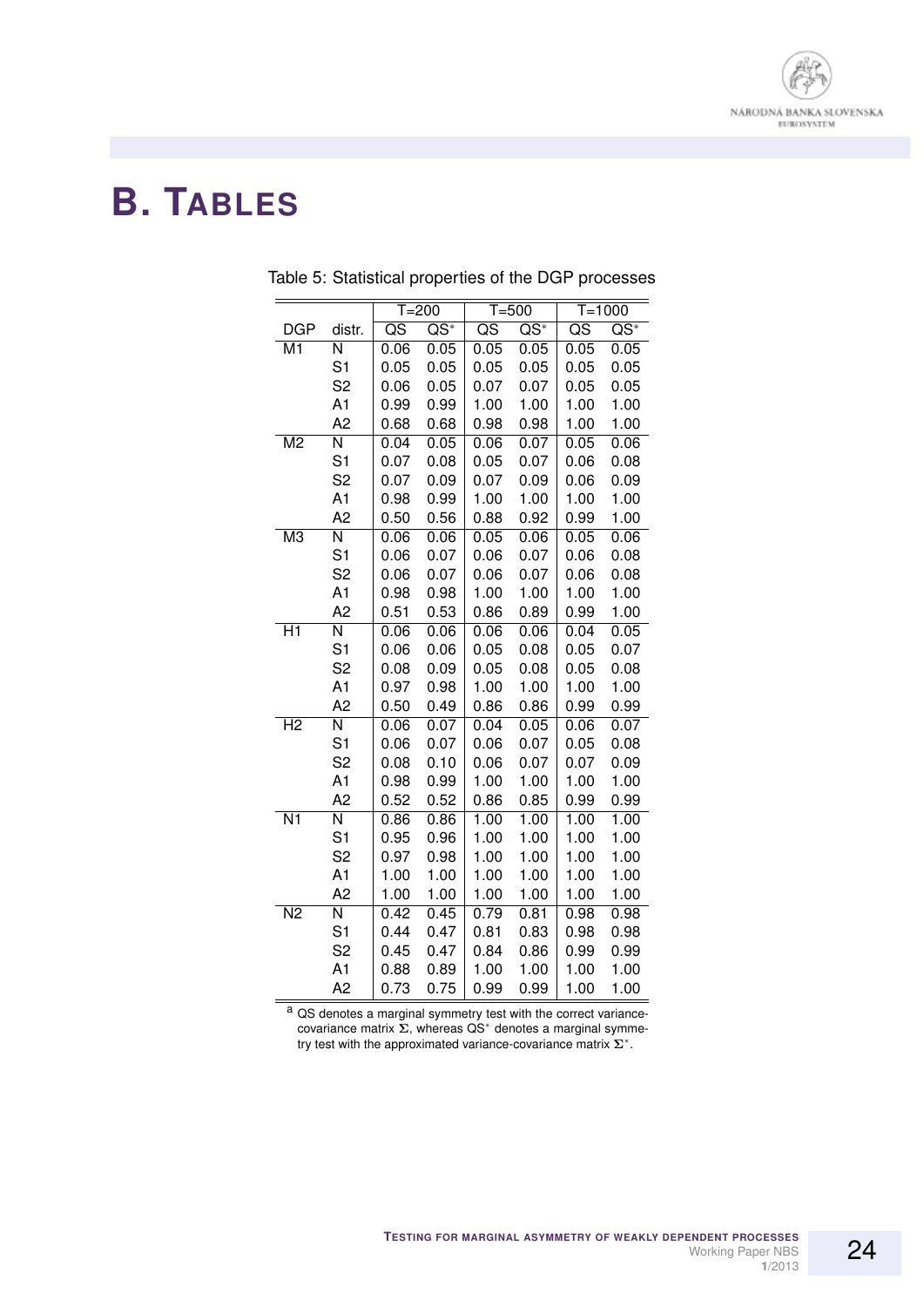# B. TABLES

Table 5: Statistical properties of the DGP processes

| | | T=200 | | T=500 | | T=1000 | |
|---|---|---|---|---|---|---|---|
| DGP | distr. | QS | QS* | QS | QS* | QS | QS* |
| M1 | N | 0.06 | 0.05 | 0.05 | 0.05 | 0.05 | 0.05 |
| | S1 | 0.05 | 0.05 | 0.05 | 0.05 | 0.05 | 0.05 |
| | S2 | 0.06 | 0.05 | 0.07 | 0.07 | 0.05 | 0.05 |
| | A1 | 0.99 | 0.99 | 1.00 | 1.00 | 1.00 | 1.00 |
| | A2 | 0.68 | 0.68 | 0.98 | 0.98 | 1.00 | 1.00 |
| M2 | N | 0.04 | 0.05 | 0.06 | 0.07 | 0.05 | 0.06 |
| | S1 | 0.07 | 0.08 | 0.05 | 0.07 | 0.06 | 0.08 |
| | S2 | 0.07 | 0.09 | 0.07 | 0.09 | 0.06 | 0.09 |
| | A1 | 0.98 | 0.99 | 1.00 | 1.00 | 1.00 | 1.00 |
| | A2 | 0.50 | 0.56 | 0.88 | 0.92 | 0.99 | 1.00 |
| M3 | N | 0.06 | 0.06 | 0.05 | 0.06 | 0.05 | 0.06 |
| | S1 | 0.06 | 0.07 | 0.06 | 0.07 | 0.06 | 0.08 |
| | S2 | 0.06 | 0.07 | 0.06 | 0.07 | 0.06 | 0.08 |
| | A1 | 0.98 | 0.98 | 1.00 | 1.00 | 1.00 | 1.00 |
| | A2 | 0.51 | 0.53 | 0.86 | 0.89 | 0.99 | 1.00 |
| H1 | N | 0.06 | 0.06 | 0.06 | 0.06 | 0.04 | 0.05 |
| | S1 | 0.06 | 0.06 | 0.05 | 0.08 | 0.05 | 0.07 |
| | S2 | 0.08 | 0.09 | 0.05 | 0.08 | 0.05 | 0.08 |
| | A1 | 0.97 | 0.98 | 1.00 | 1.00 | 1.00 | 1.00 |
| | A2 | 0.50 | 0.49 | 0.86 | 0.86 | 0.99 | 0.99 |
| H2 | N | 0.06 | 0.07 | 0.04 | 0.05 | 0.06 | 0.07 |
| | S1 | 0.06 | 0.07 | 0.06 | 0.07 | 0.05 | 0.08 |
| | S2 | 0.08 | 0.10 | 0.06 | 0.07 | 0.07 | 0.09 |
| | A1 | 0.98 | 0.99 | 1.00 | 1.00 | 1.00 | 1.00 |
| | A2 | 0.52 | 0.52 | 0.86 | 0.85 | 0.99 | 0.99 |
| N1 | N | 0.86 | 0.86 | 1.00 | 1.00 | 1.00 | 1.00 |
| | S1 | 0.95 | 0.96 | 1.00 | 1.00 | 1.00 | 1.00 |
| | S2 | 0.97 | 0.98 | 1.00 | 1.00 | 1.00 | 1.00 |
| | A1 | 1.00 | 1.00 | 1.00 | 1.00 | 1.00 | 1.00 |
| | A2 | 1.00 | 1.00 | 1.00 | 1.00 | 1.00 | 1.00 |
| N2 | N | 0.42 | 0.45 | 0.79 | 0.81 | 0.98 | 0.98 |
| | S1 | 0.44 | 0.47 | 0.81 | 0.83 | 0.98 | 0.98 |
| | S2 | 0.45 | 0.47 | 0.84 | 0.86 | 0.99 | 0.99 |
| | A1 | 0.88 | 0.89 | 1.00 | 1.00 | 1.00 | 1.00 |
| | A2 | 0.73 | 0.75 | 0.99 | 0.99 | 1.00 | 1.00 |

[a] QS denotes a marginal symmetry test with the correct variance-covariance matrix $\Sigma$, whereas QS* denotes a marginal symmetry test with the approximated variance-covariance matrix $\Sigma^*$.